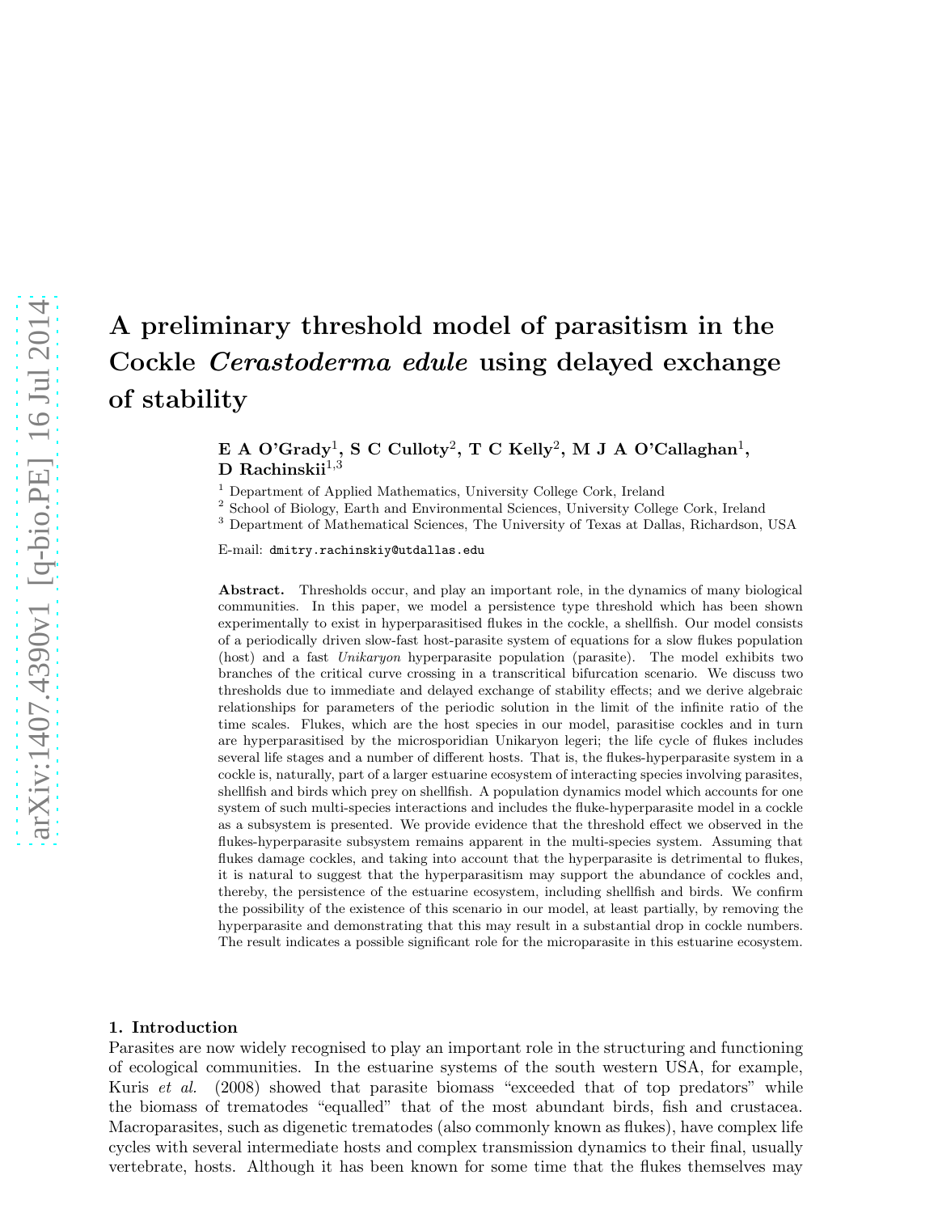# A preliminary threshold model of parasitism in the Cockle *Cerastoderma edule* using delayed exchange of stability

**E A O'Grady**[1]**, S C Culloty**[2]**, T C Kelly**[2]**, M J A O'Callaghan**[1]**, D Rachinskii**[1,3]

[1] Department of Applied Mathematics, University College Cork, Ireland

[2] School of Biology, Earth and Environmental Sciences, University College Cork, Ireland

[3] Department of Mathematical Sciences, The University of Texas at Dallas, Richardson, USA

E-mail: dmitry.rachinskiy@utdallas.edu

**Abstract.** Thresholds occur, and play an important role, in the dynamics of many biological communities. In this paper, we model a persistence type threshold which has been shown experimentally to exist in hyperparasitised flukes in the cockle, a shellfish. Our model consists of a periodically driven slow-fast host-parasite system of equations for a slow flukes population (host) and a fast *Unikaryon* hyperparasite population (parasite). The model exhibits two branches of the critical curve crossing in a transcritical bifurcation scenario. We discuss two thresholds due to immediate and delayed exchange of stability effects; and we derive algebraic relationships for parameters of the periodic solution in the limit of the infinite ratio of the time scales. Flukes, which are the host species in our model, parasitise cockles and in turn are hyperparasitised by the microsporidian Unikaryon legeri; the life cycle of flukes includes several life stages and a number of different hosts. That is, the flukes-hyperparasite system in a cockle is, naturally, part of a larger estuarine ecosystem of interacting species involving parasites, shellfish and birds which prey on shellfish. A population dynamics model which accounts for one system of such multi-species interactions and includes the fluke-hyperparasite model in a cockle as a subsystem is presented. We provide evidence that the threshold effect we observed in the flukes-hyperparasite subsystem remains apparent in the multi-species system. Assuming that flukes damage cockles, and taking into account that the hyperparasite is detrimental to flukes, it is natural to suggest that the hyperparasitism may support the abundance of cockles and, thereby, the persistence of the estuarine ecosystem, including shellfish and birds. We confirm the possibility of the existence of this scenario in our model, at least partially, by removing the hyperparasite and demonstrating that this may result in a substantial drop in cockle numbers. The result indicates a possible significant role for the microparasite in this estuarine ecosystem.

## 1. Introduction

Parasites are now widely recognised to play an important role in the structuring and functioning of ecological communities. In the estuarine systems of the south western USA, for example, Kuris *et al.* (2008) showed that parasite biomass "exceeded that of top predators" while the biomass of trematodes "equalled" that of the most abundant birds, fish and crustacea. Macroparasites, such as digenetic trematodes (also commonly known as flukes), have complex life cycles with several intermediate hosts and complex transmission dynamics to their final, usually vertebrate, hosts. Although it has been known for some time that the flukes themselves may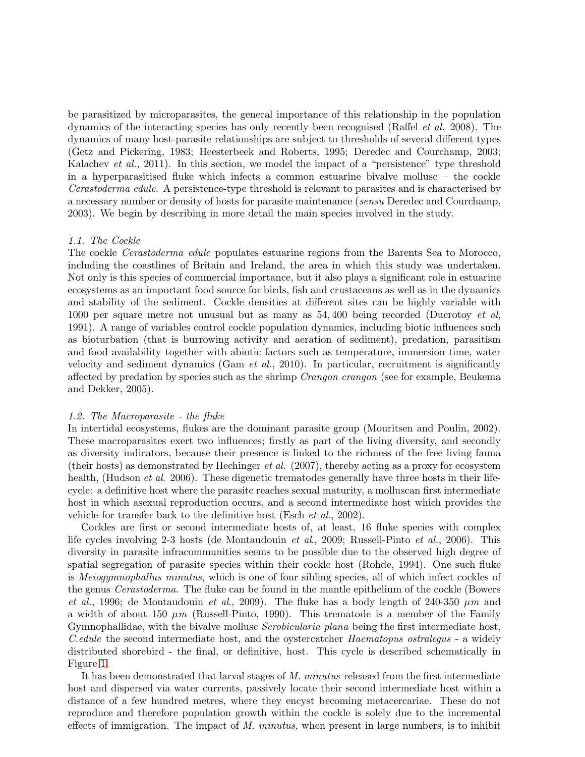be parasitized by microparasites, the general importance of this relationship in the population dynamics of the interacting species has only recently been recognised (Raffel *et al.* 2008). The dynamics of many host-parasite relationships are subject to thresholds of several different types (Getz and Pickering, 1983; Heesterbeek and Roberts, 1995; Deredec and Courchamp, 2003; Kalachev *et al.,* 2011). In this section, we model the impact of a "persistence" type threshold in a hyperparasitised fluke which infects a common estuarine bivalve mollusc – the cockle *Cerastoderma edule*. A persistence-type threshold is relevant to parasites and is characterised by a necessary number or density of hosts for parasite maintenance (*sensu* Deredec and Courchamp, 2003). We begin by describing in more detail the main species involved in the study.

### 1.1. The Cockle

The cockle *Cerastoderma edule* populates estuarine regions from the Barents Sea to Morocco, including the coastlines of Britain and Ireland, the area in which this study was undertaken. Not only is this species of commercial importance, but it also plays a significant role in estuarine ecosystems as an important food source for birds, fish and crustaceans as well as in the dynamics and stability of the sediment. Cockle densities at different sites can be highly variable with 1000 per square metre not unusual but as many as $54,400$ being recorded (Ducrotoy *et al*, 1991). A range of variables control cockle population dynamics, including biotic influences such as bioturbation (that is burrowing activity and aeration of sediment), predation, parasitism and food availability together with abiotic factors such as temperature, immersion time, water velocity and sediment dynamics (Gam *et al.*, 2010). In particular, recruitment is significantly affected by predation by species such as the shrimp *Crangon crangon* (see for example, Beukema and Dekker, 2005).

### 1.2. The Macroparasite - the fluke

In intertidal ecosystems, flukes are the dominant parasite group (Mouritsen and Poulin, 2002). These macroparasites exert two influences; firstly as part of the living diversity, and secondly as diversity indicators, because their presence is linked to the richness of the free living fauna (their hosts) as demonstrated by Hechinger *et al.* (2007), thereby acting as a proxy for ecosystem health, (Hudson *et al*. 2006). These digenetic trematodes generally have three hosts in their life-cycle: a definitive host where the parasite reaches sexual maturity, a molluscan first intermediate host in which asexual reproduction occurs, and a second intermediate host which provides the vehicle for transfer back to the definitive host (Esch *et al.*, 2002).

Cockles are first or second intermediate hosts of, at least, 16 fluke species with complex life cycles involving 2-3 hosts (de Montaudouin *et al.*, 2009; Russell-Pinto *et al.*, 2006). This diversity in parasite infracommunities seems to be possible due to the observed high degree of spatial segregation of parasite species within their cockle host (Rohde, 1994). One such fluke is *Meiogymnophallus minutus*, which is one of four sibling species, all of which infect cockles of the genus *Cerastoderma*. The fluke can be found in the mantle epithelium of the cockle (Bowers *et al.*, 1996; de Montaudouin *et al.*, 2009). The fluke has a body length of 240-350 $\mu m$ and a width of about 150 $\mu m$ (Russell-Pinto, 1990). This trematode is a member of the Family Gymnophallidae, with the bivalve mollusc *Scrobicularia plana* being the first intermediate host, *C.edule* the second intermediate host, and the oystercatcher *Haematopus ostralegus* - a widely distributed shorebird - the final, or definitive, host. This cycle is described schematically in Figure 1.

It has been demonstrated that larval stages of *M. minutus* released from the first intermediate host and dispersed via water currents, passively locate their second intermediate host within a distance of a few hundred metres, where they encyst becoming metacercariae. These do not reproduce and therefore population growth within the cockle is solely due to the incremental effects of immigration. The impact of *M. minutus,* when present in large numbers, is to inhibit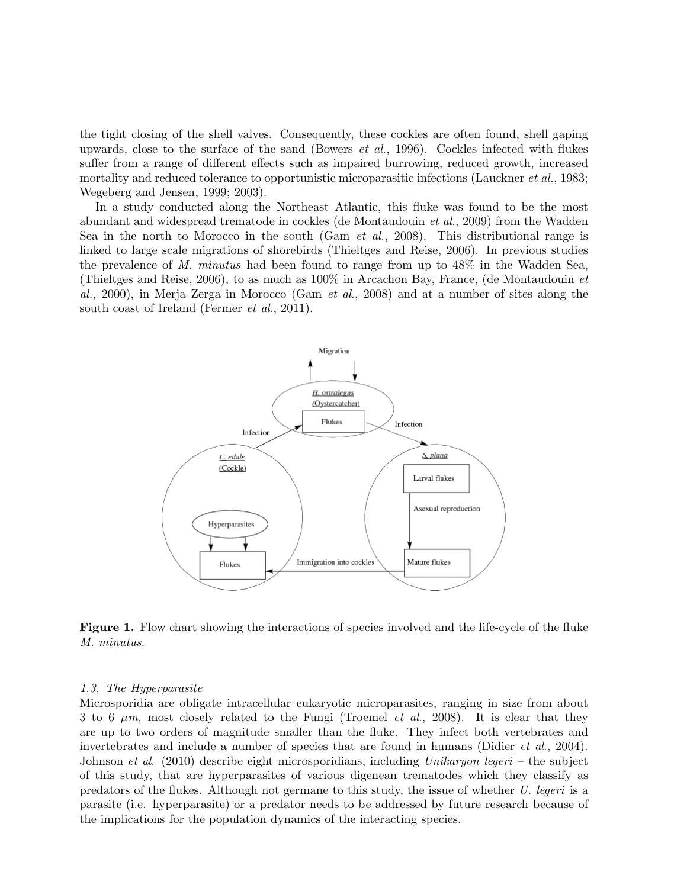the tight closing of the shell valves. Consequently, these cockles are often found, shell gaping upwards, close to the surface of the sand (Bowers *et al.*, 1996). Cockles infected with flukes suffer from a range of different effects such as impaired burrowing, reduced growth, increased mortality and reduced tolerance to opportunistic microparasitic infections (Lauckner *et al.*, 1983; Wegeberg and Jensen, 1999; 2003).

In a study conducted along the Northeast Atlantic, this fluke was found to be the most abundant and widespread trematode in cockles (de Montaudouin *et al.*, 2009) from the Wadden Sea in the north to Morocco in the south (Gam *et al.*, 2008). This distributional range is linked to large scale migrations of shorebirds (Thieltges and Reise, 2006). In previous studies the prevalence of *M. minutus* had been found to range from up to 48% in the Wadden Sea, (Thieltges and Reise, 2006), to as much as 100% in Arcachon Bay, France, (de Montaudouin *et al.,* 2000), in Merja Zerga in Morocco (Gam *et al.*, 2008) and at a number of sites along the south coast of Ireland (Fermer *et al.*, 2011).

**Figure 1.** Flow chart showing the interactions of species involved and the life-cycle of the fluke *M. minutus*.

### *1.3. The Hyperparasite*

Microsporidia are obligate intracellular eukaryotic microparasites, ranging in size from about 3 to 6 $\mu m$, most closely related to the Fungi (Troemel *et al.*, 2008). It is clear that they are up to two orders of magnitude smaller than the fluke. They infect both vertebrates and invertebrates and include a number of species that are found in humans (Didier *et al.*, 2004). Johnson *et al.* (2010) describe eight microsporidians, including *Unikaryon legeri* – the subject of this study, that are hyperparasites of various digenean trematodes which they classify as predators of the flukes. Although not germane to this study, the issue of whether *U. legeri* is a parasite (i.e. hyperparasite) or a predator needs to be addressed by future research because of the implications for the population dynamics of the interacting species.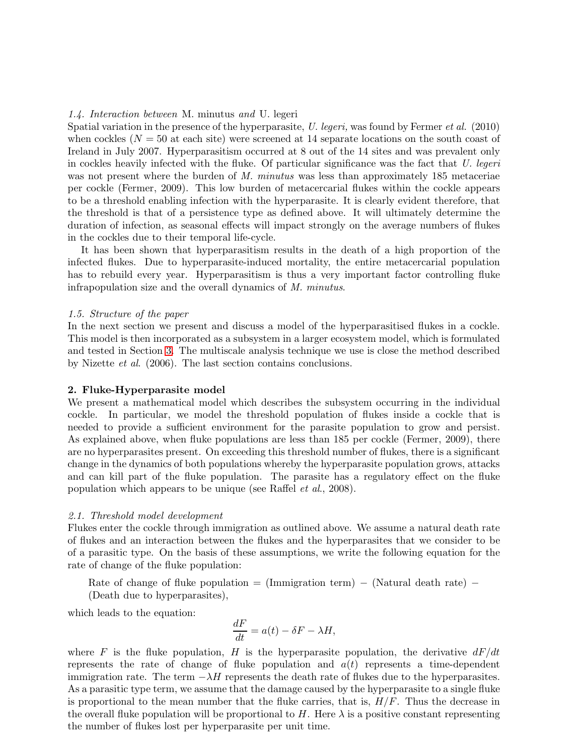### 1.4. Interaction between *M. minutus* and *U. legeri*

Spatial variation in the presence of the hyperparasite, *U. legeri,* was found by Fermer *et al.* (2010) when cockles ($N = 50$ at each site) were screened at 14 separate locations on the south coast of Ireland in July 2007. Hyperparasitism occurred at 8 out of the 14 sites and was prevalent only in cockles heavily infected with the fluke. Of particular significance was the fact that *U. legeri* was not present where the burden of *M. minutus* was less than approximately 185 metaceriae per cockle (Fermer, 2009). This low burden of metacercarial flukes within the cockle appears to be a threshold enabling infection with the hyperparasite. It is clearly evident therefore, that the threshold is that of a persistence type as defined above. It will ultimately determine the duration of infection, as seasonal effects will impact strongly on the average numbers of flukes in the cockles due to their temporal life-cycle.

It has been shown that hyperparasitism results in the death of a high proportion of the infected flukes. Due to hyperparasite-induced mortality, the entire metacercarial population has to rebuild every year. Hyperparasitism is thus a very important factor controlling fluke infrapopulation size and the overall dynamics of *M. minutus*.

### 1.5. Structure of the paper

In the next section we present and discuss a model of the hyperparasitised flukes in a cockle. This model is then incorporated as a subsystem in a larger ecosystem model, which is formulated and tested in Section 3. The multiscale analysis technique we use is close the method described by Nizette *et al*. (2006). The last section contains conclusions.

## 2. Fluke-Hyperparasite model

We present a mathematical model which describes the subsystem occurring in the individual cockle. In particular, we model the threshold population of flukes inside a cockle that is needed to provide a sufficient environment for the parasite population to grow and persist. As explained above, when fluke populations are less than 185 per cockle (Fermer, 2009), there are no hyperparasites present. On exceeding this threshold number of flukes, there is a significant change in the dynamics of both populations whereby the hyperparasite population grows, attacks and can kill part of the fluke population. The parasite has a regulatory effect on the fluke population which appears to be unique (see Raffel *et al*., 2008).

### 2.1. Threshold model development

Flukes enter the cockle through immigration as outlined above. We assume a natural death rate of flukes and an interaction between the flukes and the hyperparasites that we consider to be of a parasitic type. On the basis of these assumptions, we write the following equation for the rate of change of the fluke population:

> Rate of change of fluke population = (Immigration term) − (Natural death rate) − (Death due to hyperparasites),

which leads to the equation:

$$\frac{dF}{dt} = a(t) - \delta F - \lambda H,$$

where $F$ is the fluke population, $H$ is the hyperparasite population, the derivative $dF/dt$ represents the rate of change of fluke population and $a(t)$ represents a time-dependent immigration rate. The term $-\lambda H$ represents the death rate of flukes due to the hyperparasites. As a parasitic type term, we assume that the damage caused by the hyperparasite to a single fluke is proportional to the mean number that the fluke carries, that is, $H/F$. Thus the decrease in the overall fluke population will be proportional to $H$. Here $\lambda$ is a positive constant representing the number of flukes lost per hyperparasite per unit time.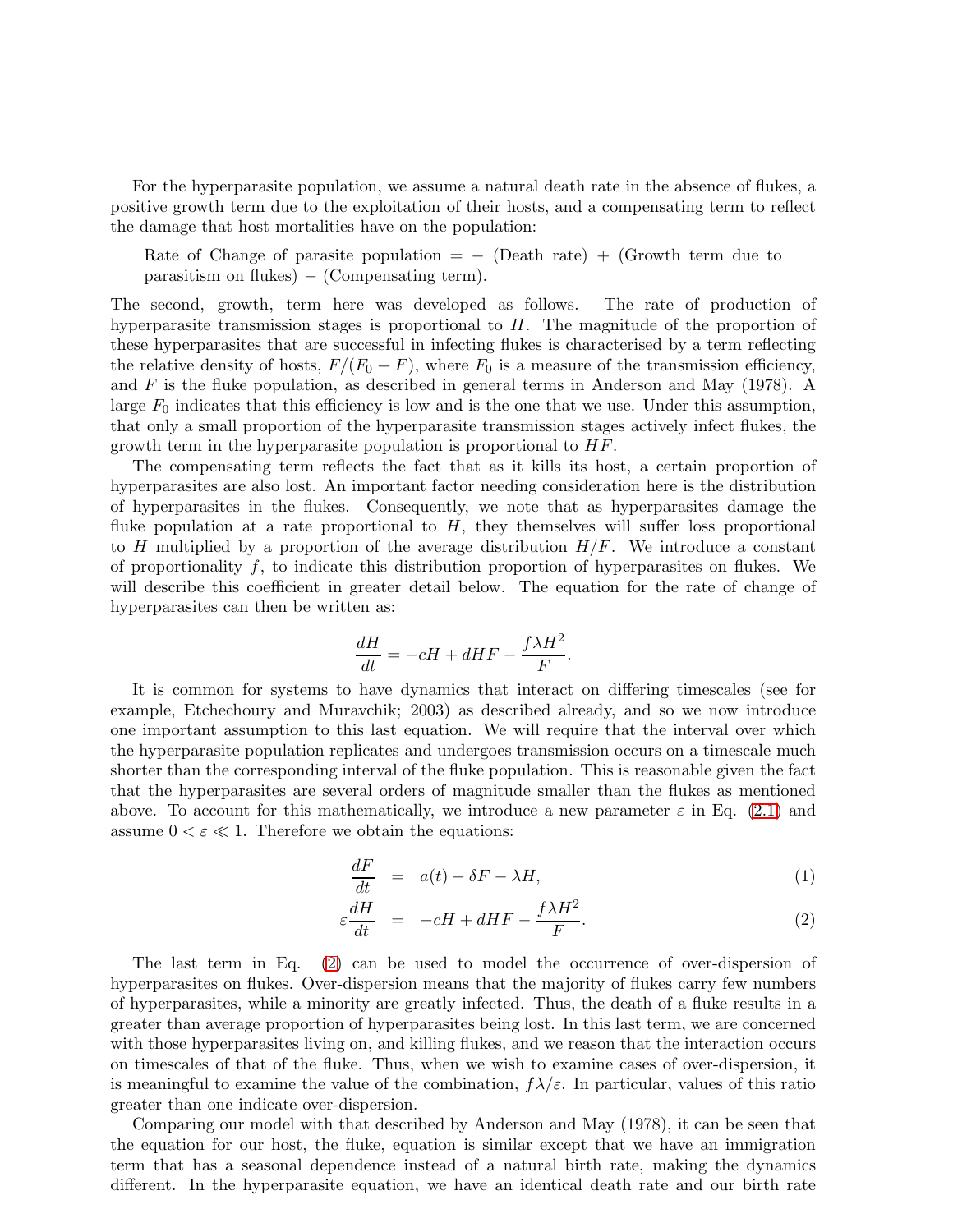For the hyperparasite population, we assume a natural death rate in the absence of flukes, a positive growth term due to the exploitation of their hosts, and a compensating term to reflect the damage that host mortalities have on the population:

> Rate of Change of parasite population = − (Death rate) + (Growth term due to parasitism on flukes) − (Compensating term).

The second, growth, term here was developed as follows. The rate of production of hyperparasite transmission stages is proportional to $H$. The magnitude of the proportion of these hyperparasites that are successful in infecting flukes is characterised by a term reflecting the relative density of hosts, $F/(F_0 + F)$, where $F_0$ is a measure of the transmission efficiency, and $F$ is the fluke population, as described in general terms in Anderson and May (1978). A large $F_0$ indicates that this efficiency is low and is the one that we use. Under this assumption, that only a small proportion of the hyperparasite transmission stages actively infect flukes, the growth term in the hyperparasite population is proportional to $HF$.

The compensating term reflects the fact that as it kills its host, a certain proportion of hyperparasites are also lost. An important factor needing consideration here is the distribution of hyperparasites in the flukes. Consequently, we note that as hyperparasites damage the fluke population at a rate proportional to $H$, they themselves will suffer loss proportional to $H$ multiplied by a proportion of the average distribution $H/F$. We introduce a constant of proportionality $f$, to indicate this distribution proportion of hyperparasites on flukes. We will describe this coefficient in greater detail below. The equation for the rate of change of hyperparasites can then be written as:

$$\frac{dH}{dt} = -cH + dHF - \frac{f\lambda H^2}{F}.$$

It is common for systems to have dynamics that interact on differing timescales (see for example, Etchechoury and Muravchik; 2003) as described already, and so we now introduce one important assumption to this last equation. We will require that the interval over which the hyperparasite population replicates and undergoes transmission occurs on a timescale much shorter than the corresponding interval of the fluke population. This is reasonable given the fact that the hyperparasites are several orders of magnitude smaller than the flukes as mentioned above. To account for this mathematically, we introduce a new parameter $\varepsilon$ in Eq. (2.1) and assume $0 < \varepsilon \ll 1$. Therefore we obtain the equations:

$$\frac{dF}{dt} = a(t) - \delta F - \lambda H, \tag{1}$$

$$\varepsilon\frac{dH}{dt} = -cH + dHF - \frac{f\lambda H^2}{F}. \tag{2}$$

The last term in Eq. (2) can be used to model the occurrence of over-dispersion of hyperparasites on flukes. Over-dispersion means that the majority of flukes carry few numbers of hyperparasites, while a minority are greatly infected. Thus, the death of a fluke results in a greater than average proportion of hyperparasites being lost. In this last term, we are concerned with those hyperparasites living on, and killing flukes, and we reason that the interaction occurs on timescales of that of the fluke. Thus, when we wish to examine cases of over-dispersion, it is meaningful to examine the value of the combination, $f\lambda/\varepsilon$. In particular, values of this ratio greater than one indicate over-dispersion.

Comparing our model with that described by Anderson and May (1978), it can be seen that the equation for our host, the fluke, equation is similar except that we have an immigration term that has a seasonal dependence instead of a natural birth rate, making the dynamics different. In the hyperparasite equation, we have an identical death rate and our birth rate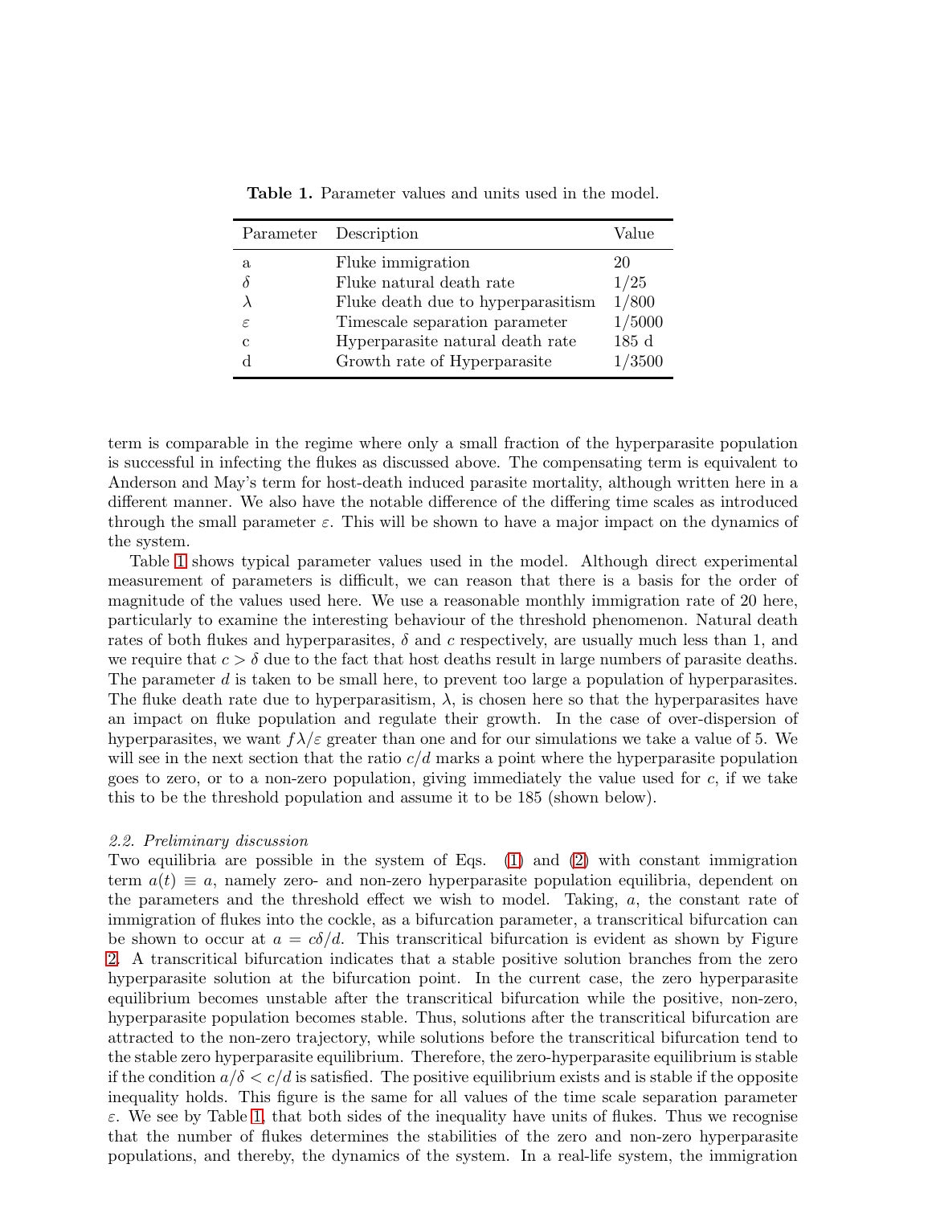**Table 1.** Parameter values and units used in the model.

| Parameter | Description | Value |
|---|---|---|
| a | Fluke immigration | 20 |
| $\delta$ | Fluke natural death rate | 1/25 |
| $\lambda$ | Fluke death due to hyperparasitism | 1/800 |
| $\varepsilon$ | Timescale separation parameter | 1/5000 |
| c | Hyperparasite natural death rate | 185 d |
| d | Growth rate of Hyperparasite | 1/3500 |

term is comparable in the regime where only a small fraction of the hyperparasite population is successful in infecting the flukes as discussed above. The compensating term is equivalent to Anderson and May's term for host-death induced parasite mortality, although written here in a different manner. We also have the notable difference of the differing time scales as introduced through the small parameter $\varepsilon$. This will be shown to have a major impact on the dynamics of the system.

Table 1 shows typical parameter values used in the model. Although direct experimental measurement of parameters is difficult, we can reason that there is a basis for the order of magnitude of the values used here. We use a reasonable monthly immigration rate of 20 here, particularly to examine the interesting behaviour of the threshold phenomenon. Natural death rates of both flukes and hyperparasites, $\delta$ and $c$ respectively, are usually much less than 1, and we require that $c > \delta$ due to the fact that host deaths result in large numbers of parasite deaths. The parameter $d$ is taken to be small here, to prevent too large a population of hyperparasites. The fluke death rate due to hyperparasitism, $\lambda$, is chosen here so that the hyperparasites have an impact on fluke population and regulate their growth. In the case of over-dispersion of hyperparasites, we want $f\lambda/\varepsilon$ greater than one and for our simulations we take a value of 5. We will see in the next section that the ratio $c/d$ marks a point where the hyperparasite population goes to zero, or to a non-zero population, giving immediately the value used for $c$, if we take this to be the threshold population and assume it to be 185 (shown below).

### *2.2. Preliminary discussion*

Two equilibria are possible in the system of Eqs. (1) and (2) with constant immigration term $a(t) \equiv a$, namely zero- and non-zero hyperparasite population equilibria, dependent on the parameters and the threshold effect we wish to model. Taking, $a$, the constant rate of immigration of flukes into the cockle, as a bifurcation parameter, a transcritical bifurcation can be shown to occur at $a = c\delta/d$. This transcritical bifurcation is evident as shown by Figure 2. A transcritical bifurcation indicates that a stable positive solution branches from the zero hyperparasite solution at the bifurcation point. In the current case, the zero hyperparasite equilibrium becomes unstable after the transcritical bifurcation while the positive, non-zero, hyperparasite population becomes stable. Thus, solutions after the transcritical bifurcation are attracted to the non-zero trajectory, while solutions before the transcritical bifurcation tend to the stable zero hyperparasite equilibrium. Therefore, the zero-hyperparasite equilibrium is stable if the condition $a/\delta < c/d$ is satisfied. The positive equilibrium exists and is stable if the opposite inequality holds. This figure is the same for all values of the time scale separation parameter $\varepsilon$. We see by Table 1, that both sides of the inequality have units of flukes. Thus we recognise that the number of flukes determines the stabilities of the zero and non-zero hyperparasite populations, and thereby, the dynamics of the system. In a real-life system, the immigration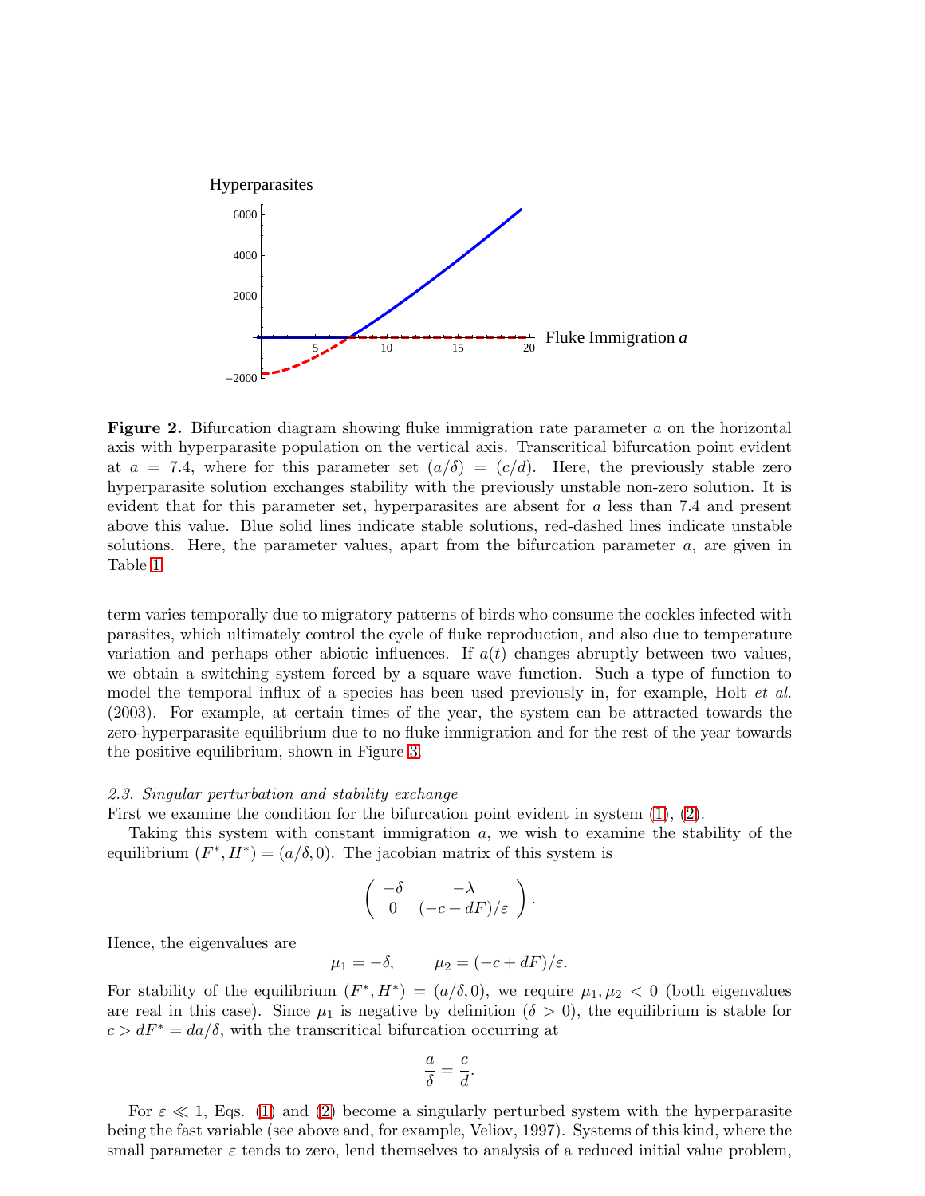**Figure 2.** Bifurcation diagram showing fluke immigration rate parameter $a$ on the horizontal axis with hyperparasite population on the vertical axis. Transcritical bifurcation point evident at $a = 7.4$, where for this parameter set $(a/\delta) = (c/d)$. Here, the previously stable zero hyperparasite solution exchanges stability with the previously unstable non-zero solution. It is evident that for this parameter set, hyperparasites are absent for $a$ less than 7.4 and present above this value. Blue solid lines indicate stable solutions, red-dashed lines indicate unstable solutions. Here, the parameter values, apart from the bifurcation parameter $a$, are given in Table 1.

term varies temporally due to migratory patterns of birds who consume the cockles infected with parasites, which ultimately control the cycle of fluke reproduction, and also due to temperature variation and perhaps other abiotic influences. If $a(t)$ changes abruptly between two values, we obtain a switching system forced by a square wave function. Such a type of function to model the temporal influx of a species has been used previously in, for example, Holt *et al.* (2003). For example, at certain times of the year, the system can be attracted towards the zero-hyperparasite equilibrium due to no fluke immigration and for the rest of the year towards the positive equilibrium, shown in Figure 3.

### 2.3. *Singular perturbation and stability exchange*

First we examine the condition for the bifurcation point evident in system (1), (2).

Taking this system with constant immigration $a$, we wish to examine the stability of the equilibrium $(F^*, H^*) = (a/\delta, 0)$. The jacobian matrix of this system is

$$\begin{pmatrix} -\delta & -\lambda \\ 0 & (-c+dF)/\varepsilon \end{pmatrix}.$$

Hence, the eigenvalues are

$$\mu_1 = -\delta, \qquad \mu_2 = (-c+dF)/\varepsilon.$$

For stability of the equilibrium $(F^*, H^*) = (a/\delta, 0)$, we require $\mu_1, \mu_2 < 0$ (both eigenvalues are real in this case). Since $\mu_1$ is negative by definition ($\delta > 0$), the equilibrium is stable for $c > dF^* = da/\delta$, with the transcritical bifurcation occurring at

$$\frac{a}{\delta} = \frac{c}{d}.$$

For $\varepsilon \ll 1$, Eqs. (1) and (2) become a singularly perturbed system with the hyperparasite being the fast variable (see above and, for example, Veliov, 1997). Systems of this kind, where the small parameter $\varepsilon$ tends to zero, lend themselves to analysis of a reduced initial value problem,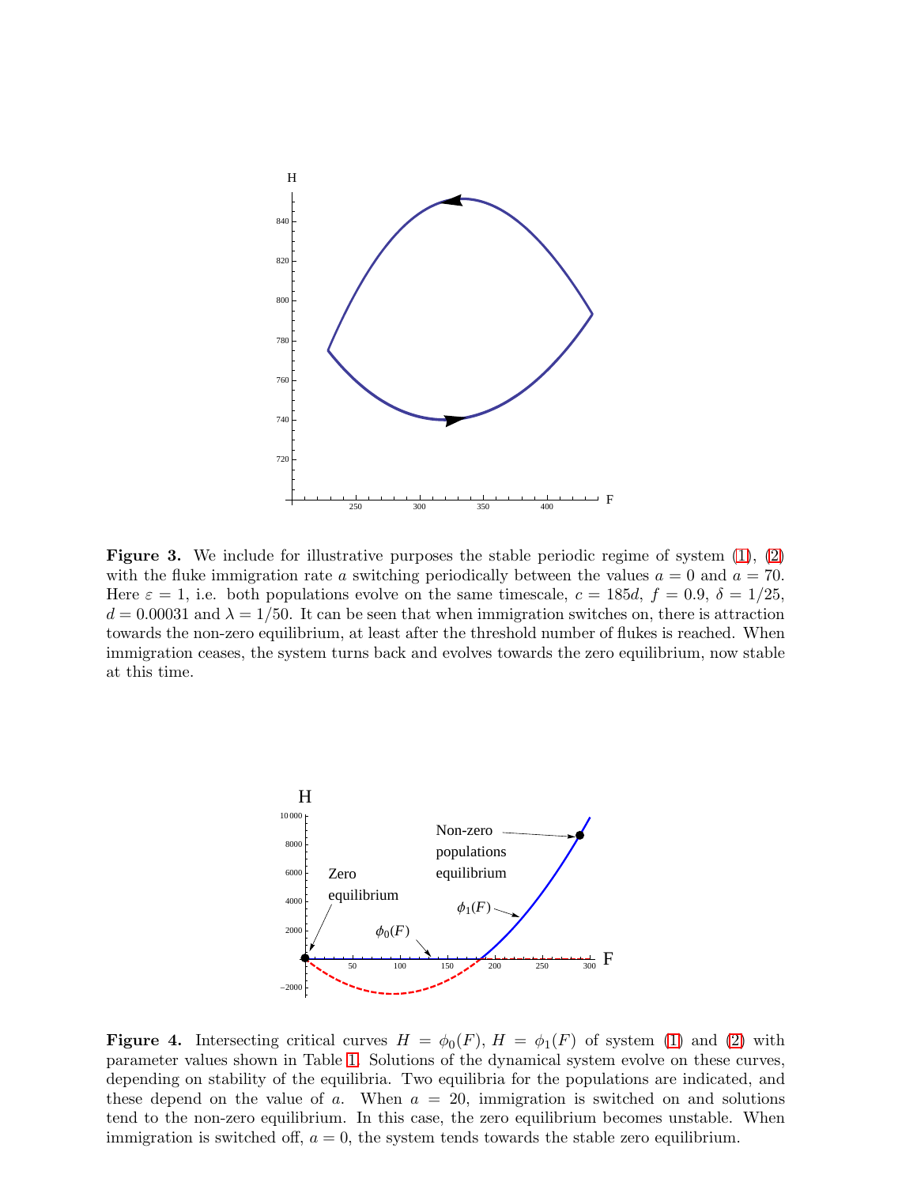**Figure 3.** We include for illustrative purposes the stable periodic regime of system (1), (2) with the fluke immigration rate $a$ switching periodically between the values $a = 0$ and $a = 70$. Here $\varepsilon = 1$, i.e. both populations evolve on the same timescale, $c = 185d$, $f = 0.9$, $\delta = 1/25$, $d = 0.00031$ and $\lambda = 1/50$. It can be seen that when immigration switches on, there is attraction towards the non-zero equilibrium, at least after the threshold number of flukes is reached. When immigration ceases, the system turns back and evolves towards the zero equilibrium, now stable at this time.

**Figure 4.** Intersecting critical curves $H = \phi_0(F)$, $H = \phi_1(F)$ of system (1) and (2) with parameter values shown in Table 1. Solutions of the dynamical system evolve on these curves, depending on stability of the equilibria. Two equilibria for the populations are indicated, and these depend on the value of $a$. When $a = 20$, immigration is switched on and solutions tend to the non-zero equilibrium. In this case, the zero equilibrium becomes unstable. When immigration is switched off, $a = 0$, the system tends towards the stable zero equilibrium.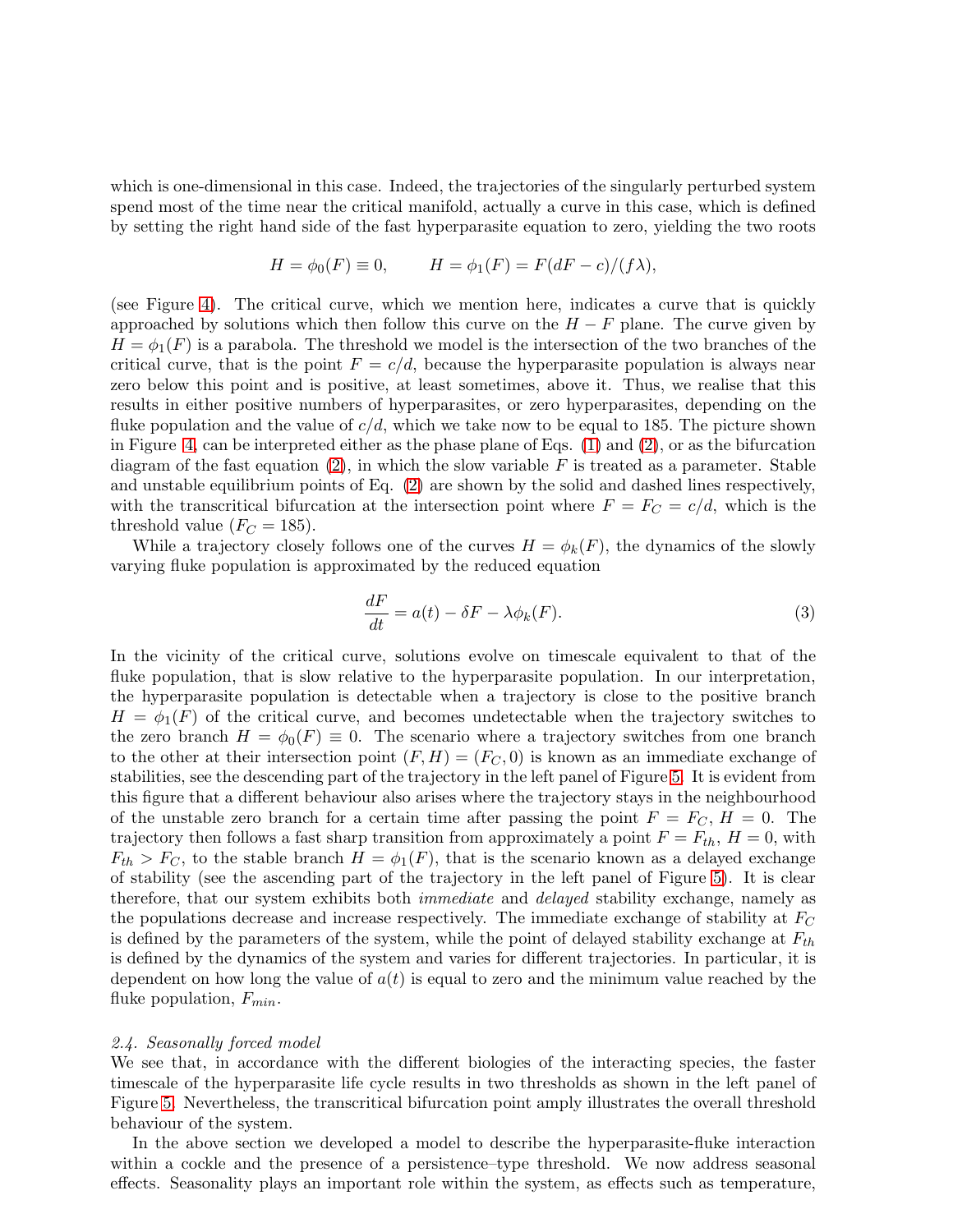which is one-dimensional in this case. Indeed, the trajectories of the singularly perturbed system spend most of the time near the critical manifold, actually a curve in this case, which is defined by setting the right hand side of the fast hyperparasite equation to zero, yielding the two roots

$$H = \phi_0(F) \equiv 0, \qquad H = \phi_1(F) = F(dF - c)/(f\lambda),$$

(see Figure 4). The critical curve, which we mention here, indicates a curve that is quickly approached by solutions which then follow this curve on the $H - F$ plane. The curve given by $H = \phi_1(F)$ is a parabola. The threshold we model is the intersection of the two branches of the critical curve, that is the point $F = c/d$, because the hyperparasite population is always near zero below this point and is positive, at least sometimes, above it. Thus, we realise that this results in either positive numbers of hyperparasites, or zero hyperparasites, depending on the fluke population and the value of $c/d$, which we take now to be equal to 185. The picture shown in Figure 4, can be interpreted either as the phase plane of Eqs. (1) and (2), or as the bifurcation diagram of the fast equation (2), in which the slow variable $F$ is treated as a parameter. Stable and unstable equilibrium points of Eq. (2) are shown by the solid and dashed lines respectively, with the transcritical bifurcation at the intersection point where $F = F_C = c/d$, which is the threshold value ($F_C = 185$).

While a trajectory closely follows one of the curves $H = \phi_k(F)$, the dynamics of the slowly varying fluke population is approximated by the reduced equation

$$\frac{dF}{dt} = a(t) - \delta F - \lambda \phi_k(F). \tag{3}$$

In the vicinity of the critical curve, solutions evolve on timescale equivalent to that of the fluke population, that is slow relative to the hyperparasite population. In our interpretation, the hyperparasite population is detectable when a trajectory is close to the positive branch $H = \phi_1(F)$ of the critical curve, and becomes undetectable when the trajectory switches to the zero branch $H = \phi_0(F) \equiv 0$. The scenario where a trajectory switches from one branch to the other at their intersection point $(F, H) = (F_C, 0)$ is known as an immediate exchange of stabilities, see the descending part of the trajectory in the left panel of Figure 5. It is evident from this figure that a different behaviour also arises where the trajectory stays in the neighbourhood of the unstable zero branch for a certain time after passing the point $F = F_C$, $H = 0$. The trajectory then follows a fast sharp transition from approximately a point $F = F_{th}$, $H = 0$, with $F_{th} > F_C$, to the stable branch $H = \phi_1(F)$, that is the scenario known as a delayed exchange of stability (see the ascending part of the trajectory in the left panel of Figure 5). It is clear therefore, that our system exhibits both *immediate* and *delayed* stability exchange, namely as the populations decrease and increase respectively. The immediate exchange of stability at $F_C$ is defined by the parameters of the system, while the point of delayed stability exchange at $F_{th}$ is defined by the dynamics of the system and varies for different trajectories. In particular, it is dependent on how long the value of $a(t)$ is equal to zero and the minimum value reached by the fluke population, $F_{min}$.

### *2.4. Seasonally forced model*

We see that, in accordance with the different biologies of the interacting species, the faster timescale of the hyperparasite life cycle results in two thresholds as shown in the left panel of Figure 5. Nevertheless, the transcritical bifurcation point amply illustrates the overall threshold behaviour of the system.

In the above section we developed a model to describe the hyperparasite-fluke interaction within a cockle and the presence of a persistence–type threshold. We now address seasonal effects. Seasonality plays an important role within the system, as effects such as temperature,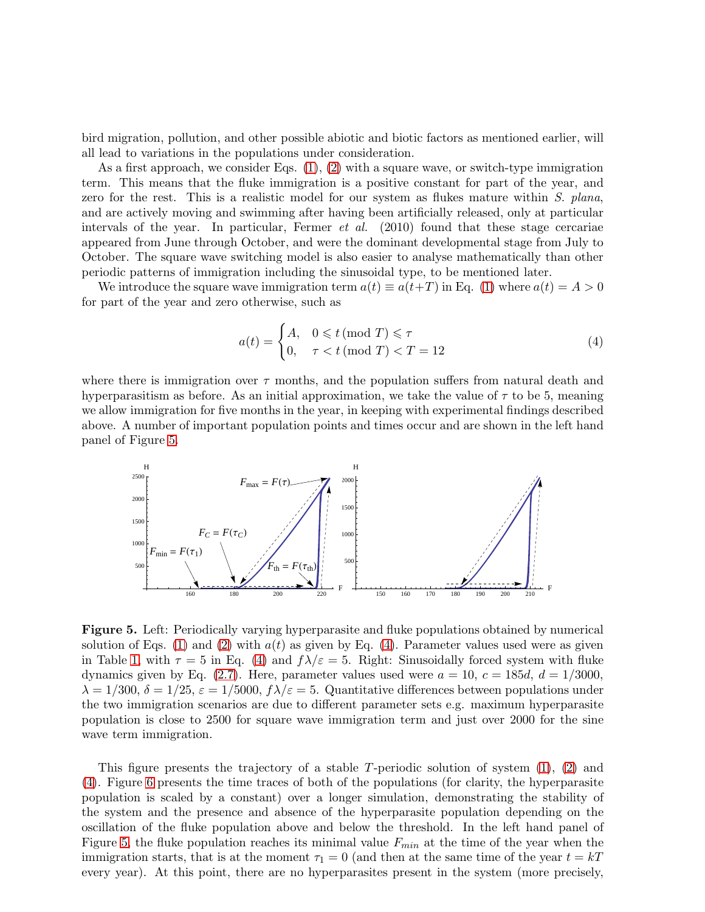bird migration, pollution, and other possible abiotic and biotic factors as mentioned earlier, will all lead to variations in the populations under consideration.

As a first approach, we consider Eqs. (1), (2) with a square wave, or switch-type immigration term. This means that the fluke immigration is a positive constant for part of the year, and zero for the rest. This is a realistic model for our system as flukes mature within *S. plana*, and are actively moving and swimming after having been artificially released, only at particular intervals of the year. In particular, Fermer *et al.* (2010) found that these stage cercariae appeared from June through October, and were the dominant developmental stage from July to October. The square wave switching model is also easier to analyse mathematically than other periodic patterns of immigration including the sinusoidal type, to be mentioned later.

We introduce the square wave immigration term $a(t) \equiv a(t+T)$ in Eq. (1) where $a(t) = A > 0$ for part of the year and zero otherwise, such as

$$a(t) = \begin{cases} A, & 0 \leqslant t \,(\mathrm{mod}\ T) \leqslant \tau \\ 0, & \tau < t \,(\mathrm{mod}\ T) < T = 12 \end{cases} \tag{4}$$

where there is immigration over $\tau$ months, and the population suffers from natural death and hyperparasitism as before. As an initial approximation, we take the value of $\tau$ to be 5, meaning we allow immigration for five months in the year, in keeping with experimental findings described above. A number of important population points and times occur and are shown in the left hand panel of Figure 5.

**Figure 5.** Left: Periodically varying hyperparasite and fluke populations obtained by numerical solution of Eqs. (1) and (2) with $a(t)$ as given by Eq. (4). Parameter values used were as given in Table 1, with $\tau = 5$ in Eq. (4) and $f\lambda/\varepsilon = 5$. Right: Sinusoidally forced system with fluke dynamics given by Eq. (2.7). Here, parameter values used were $a = 10$, $c = 185d$, $d = 1/3000$, $\lambda = 1/300$, $\delta = 1/25$, $\varepsilon = 1/5000$, $f\lambda/\varepsilon = 5$. Quantitative differences between populations under the two immigration scenarios are due to different parameter sets e.g. maximum hyperparasite population is close to 2500 for square wave immigration term and just over 2000 for the sine wave term immigration.

This figure presents the trajectory of a stable $T$-periodic solution of system (1), (2) and (4). Figure 6 presents the time traces of both of the populations (for clarity, the hyperparasite population is scaled by a constant) over a longer simulation, demonstrating the stability of the system and the presence and absence of the hyperparasite population depending on the oscillation of the fluke population above and below the threshold. In the left hand panel of Figure 5, the fluke population reaches its minimal value $F_{min}$ at the time of the year when the immigration starts, that is at the moment $\tau_1 = 0$ (and then at the same time of the year $t = kT$ every year). At this point, there are no hyperparasites present in the system (more precisely,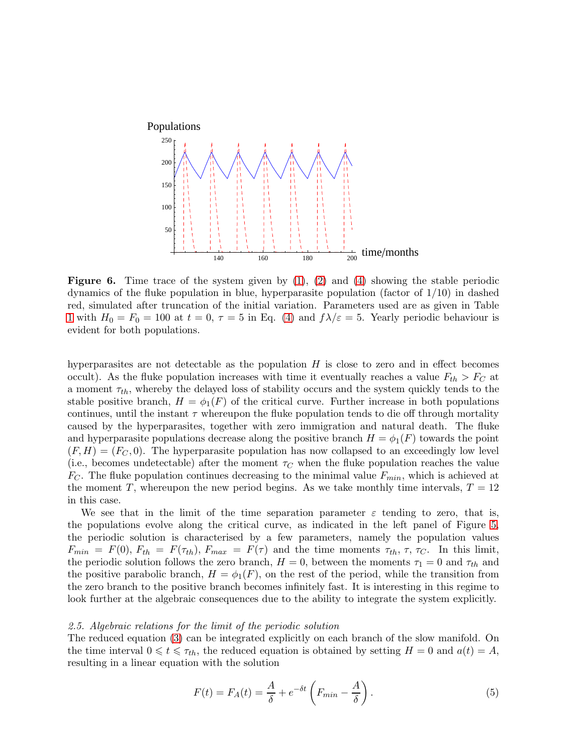Figure 6. Time trace of the system given by (1), (2) and (4) showing the stable periodic dynamics of the fluke population in blue, hyperparasite population (factor of 1/10) in dashed red, simulated after truncation of the initial variation. Parameters used are as given in Table 1 with $H_0 = F_0 = 100$ at $t = 0$, $\tau = 5$ in Eq. (4) and $f\lambda/\varepsilon = 5$. Yearly periodic behaviour is evident for both populations.

hyperparasites are not detectable as the population $H$ is close to zero and in effect becomes occult). As the fluke population increases with time it eventually reaches a value $F_{th} > F_C$ at a moment $\tau_{th}$, whereby the delayed loss of stability occurs and the system quickly tends to the stable positive branch, $H = \phi_1(F)$ of the critical curve. Further increase in both populations continues, until the instant $\tau$ whereupon the fluke population tends to die off through mortality caused by the hyperparasites, together with zero immigration and natural death. The fluke and hyperparasite populations decrease along the positive branch $H = \phi_1(F)$ towards the point $(F, H) = (F_C, 0)$. The hyperparasite population has now collapsed to an exceedingly low level (i.e., becomes undetectable) after the moment $\tau_C$ when the fluke population reaches the value $F_C$. The fluke population continues decreasing to the minimal value $F_{min}$, which is achieved at the moment $T$, whereupon the new period begins. As we take monthly time intervals, $T = 12$ in this case.

We see that in the limit of the time separation parameter $\varepsilon$ tending to zero, that is, the populations evolve along the critical curve, as indicated in the left panel of Figure 5, the periodic solution is characterised by a few parameters, namely the population values $F_{min} = F(0)$, $F_{th} = F(\tau_{th})$, $F_{max} = F(\tau)$ and the time moments $\tau_{th}$, $\tau$, $\tau_C$. In this limit, the periodic solution follows the zero branch, $H = 0$, between the moments $\tau_1 = 0$ and $\tau_{th}$ and the positive parabolic branch, $H = \phi_1(F)$, on the rest of the period, while the transition from the zero branch to the positive branch becomes infinitely fast. It is interesting in this regime to look further at the algebraic consequences due to the ability to integrate the system explicitly.

### *2.5. Algebraic relations for the limit of the periodic solution*

The reduced equation (3) can be integrated explicitly on each branch of the slow manifold. On the time interval $0 \leqslant t \leqslant \tau_{th}$, the reduced equation is obtained by setting $H = 0$ and $a(t) = A$, resulting in a linear equation with the solution

$$F(t) = F_A(t) = \frac{A}{\delta} + e^{-\delta t}\left(F_{min} - \frac{A}{\delta}\right). \tag{5}$$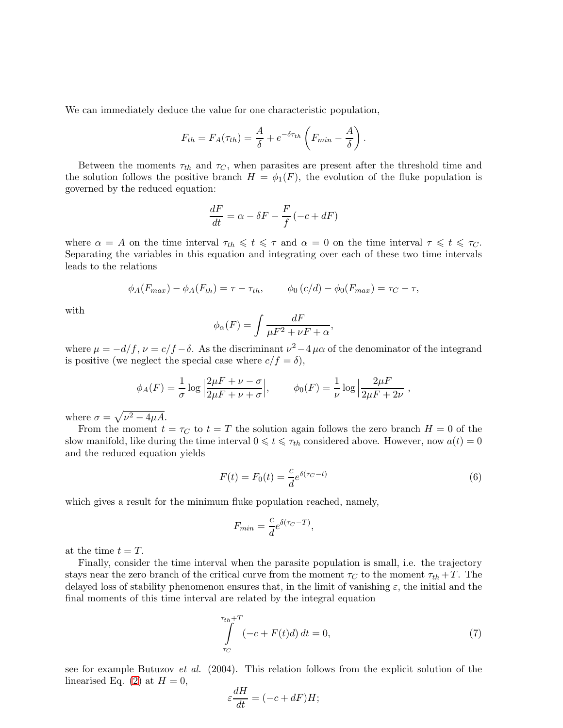We can immediately deduce the value for one characteristic population,

$$F_{th} = F_A(\tau_{th}) = \frac{A}{\delta} + e^{-\delta \tau_{th}} \left( F_{min} - \frac{A}{\delta} \right).$$

Between the moments $\tau_{th}$ and $\tau_C$, when parasites are present after the threshold time and the solution follows the positive branch $H = \phi_1(F)$, the evolution of the fluke population is governed by the reduced equation:

$$\frac{dF}{dt} = \alpha - \delta F - \frac{F}{f}(-c + dF)$$

where $\alpha = A$ on the time interval $\tau_{th} \leqslant t \leqslant \tau$ and $\alpha = 0$ on the time interval $\tau \leqslant t \leqslant \tau_C$. Separating the variables in this equation and integrating over each of these two time intervals leads to the relations

$$\phi_A(F_{max}) - \phi_A(F_{th}) = \tau - \tau_{th}, \qquad \phi_0\left(c/d\right) - \phi_0(F_{max}) = \tau_C - \tau,$$

with

$$\phi_\alpha(F) = \int \frac{dF}{\mu F^2 + \nu F + \alpha},$$

where $\mu = -d/f$, $\nu = c/f - \delta$. As the discriminant $\nu^2 - 4\,\mu\alpha$ of the denominator of the integrand is positive (we neglect the special case where $c/f = \delta$),

$$\phi_A(F) = \frac{1}{\sigma} \log \left| \frac{2\mu F + \nu - \sigma}{2\mu F + \nu + \sigma} \right|, \qquad \phi_0(F) = \frac{1}{\nu} \log \left| \frac{2\mu F}{2\mu F + 2\nu} \right|,$$

where $\sigma = \sqrt{\nu^2 - 4\mu A}$.

From the moment $t = \tau_C$ to $t = T$ the solution again follows the zero branch $H = 0$ of the slow manifold, like during the time interval $0 \leqslant t \leqslant \tau_{th}$ considered above. However, now $a(t) = 0$ and the reduced equation yields

$$F(t) = F_0(t) = \frac{c}{d} e^{\delta(\tau_C - t)} \tag{6}$$

which gives a result for the minimum fluke population reached, namely,

$$F_{min} = \frac{c}{d} e^{\delta(\tau_C - T)},$$

at the time $t = T$.

Finally, consider the time interval when the parasite population is small, i.e. the trajectory stays near the zero branch of the critical curve from the moment $\tau_C$ to the moment $\tau_{th} + T$. The delayed loss of stability phenomenon ensures that, in the limit of vanishing $\varepsilon$, the initial and the final moments of this time interval are related by the integral equation

$$\int_{\tau_C}^{\tau_{th}+T} (-c + F(t)d)\, dt = 0, \tag{7}$$

see for example Butuzov *et al.* (2004). This relation follows from the explicit solution of the linearised Eq. (2) at $H = 0$,

$$\varepsilon \frac{dH}{dt} = (-c + dF)H;$$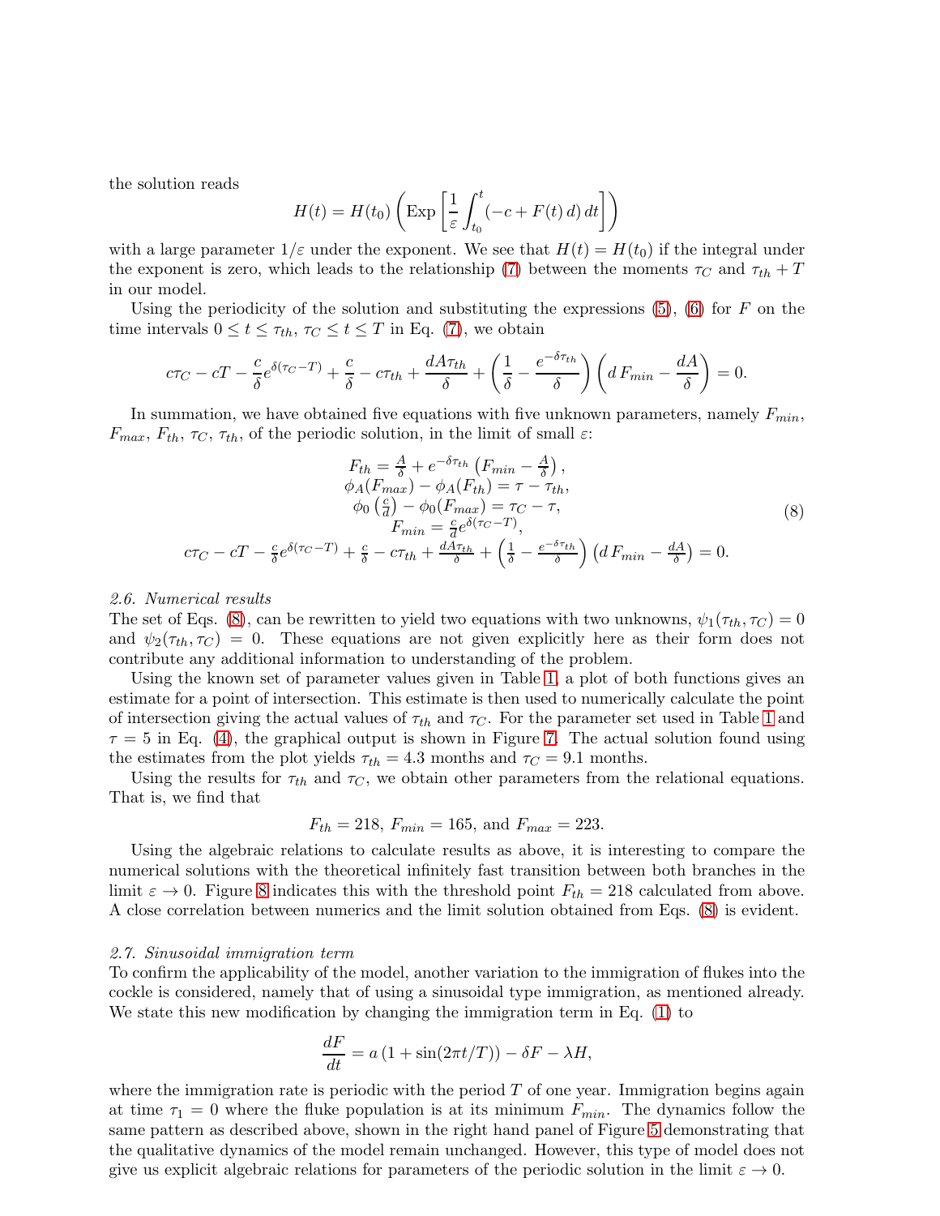the solution reads

$$H(t) = H(t_0)\left(\mathrm{Exp}\left[\frac{1}{\varepsilon}\int_{t_0}^{t}(-c + F(t)\,d)\,dt\right]\right)$$

with a large parameter $1/\varepsilon$ under the exponent. We see that $H(t) = H(t_0)$ if the integral under the exponent is zero, which leads to the relationship (7) between the moments $\tau_C$ and $\tau_{th} + T$ in our model.

Using the periodicity of the solution and substituting the expressions (5), (6) for $F$ on the time intervals $0 \le t \le \tau_{th}$, $\tau_C \le t \le T$ in Eq. (7), we obtain

$$c\tau_C - cT - \frac{c}{\delta}e^{\delta(\tau_C - T)} + \frac{c}{\delta} - c\tau_{th} + \frac{dA\tau_{th}}{\delta} + \left(\frac{1}{\delta} - \frac{e^{-\delta\tau_{th}}}{\delta}\right)\left(d\,F_{min} - \frac{dA}{\delta}\right) = 0.$$

In summation, we have obtained five equations with five unknown parameters, namely $F_{min}$, $F_{max}$, $F_{th}$, $\tau_C$, $\tau_{th}$, of the periodic solution, in the limit of small $\varepsilon$:

$$\begin{array}{c}
F_{th} = \frac{A}{\delta} + e^{-\delta\tau_{th}}\left(F_{min} - \frac{A}{\delta}\right), \\
\phi_A(F_{max}) - \phi_A(F_{th}) = \tau - \tau_{th}, \\
\phi_0\left(\frac{c}{d}\right) - \phi_0(F_{max}) = \tau_C - \tau, \\
F_{min} = \frac{c}{d}e^{\delta(\tau_C - T)}, \\
c\tau_C - cT - \frac{c}{\delta}e^{\delta(\tau_C - T)} + \frac{c}{\delta} - c\tau_{th} + \frac{dA\tau_{th}}{\delta} + \left(\frac{1}{\delta} - \frac{e^{-\delta\tau_{th}}}{\delta}\right)\left(d\,F_{min} - \frac{dA}{\delta}\right) = 0.
\end{array} \tag{8}$$

*2.6. Numerical results*

The set of Eqs. (8), can be rewritten to yield two equations with two unknowns, $\psi_1(\tau_{th}, \tau_C) = 0$ and $\psi_2(\tau_{th}, \tau_C) = 0$. These equations are not given explicitly here as their form does not contribute any additional information to understanding of the problem.

Using the known set of parameter values given in Table 1, a plot of both functions gives an estimate for a point of intersection. This estimate is then used to numerically calculate the point of intersection giving the actual values of $\tau_{th}$ and $\tau_C$. For the parameter set used in Table 1 and $\tau = 5$ in Eq. (4), the graphical output is shown in Figure 7. The actual solution found using the estimates from the plot yields $\tau_{th} = 4.3$ months and $\tau_C = 9.1$ months.

Using the results for $\tau_{th}$ and $\tau_C$, we obtain other parameters from the relational equations. That is, we find that

$$F_{th} = 218,\ F_{min} = 165, \text{ and } F_{max} = 223.$$

Using the algebraic relations to calculate results as above, it is interesting to compare the numerical solutions with the theoretical infinitely fast transition between both branches in the limit $\varepsilon \to 0$. Figure 8 indicates this with the threshold point $F_{th} = 218$ calculated from above. A close correlation between numerics and the limit solution obtained from Eqs. (8) is evident.

*2.7. Sinusoidal immigration term*

To confirm the applicability of the model, another variation to the immigration of flukes into the cockle is considered, namely that of using a sinusoidal type immigration, as mentioned already. We state this new modification by changing the immigration term in Eq. (1) to

$$\frac{dF}{dt} = a\left(1 + \sin(2\pi t/T)\right) - \delta F - \lambda H,$$

where the immigration rate is periodic with the period $T$ of one year. Immigration begins again at time $\tau_1 = 0$ where the fluke population is at its minimum $F_{min}$. The dynamics follow the same pattern as described above, shown in the right hand panel of Figure 5 demonstrating that the qualitative dynamics of the model remain unchanged. However, this type of model does not give us explicit algebraic relations for parameters of the periodic solution in the limit $\varepsilon \to 0$.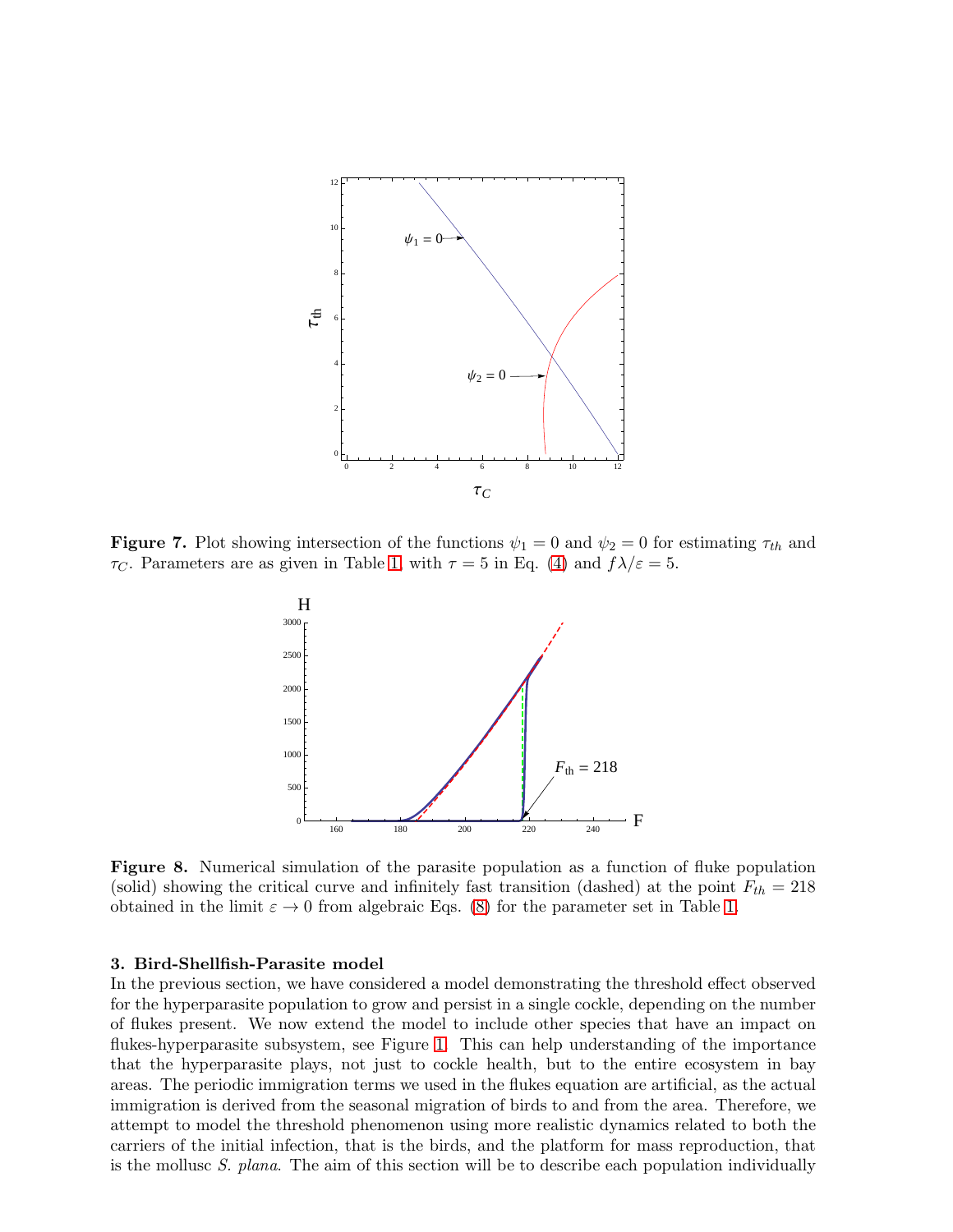**Figure 7.** Plot showing intersection of the functions $\psi_1 = 0$ and $\psi_2 = 0$ for estimating $\tau_{th}$ and $\tau_C$. Parameters are as given in Table 1, with $\tau = 5$ in Eq. (4) and $f\lambda/\varepsilon = 5$.

**Figure 8.** Numerical simulation of the parasite population as a function of fluke population (solid) showing the critical curve and infinitely fast transition (dashed) at the point $F_{th} = 218$ obtained in the limit $\varepsilon \to 0$ from algebraic Eqs. (8) for the parameter set in Table 1.

### 3. Bird-Shellfish-Parasite model

In the previous section, we have considered a model demonstrating the threshold effect observed for the hyperparasite population to grow and persist in a single cockle, depending on the number of flukes present. We now extend the model to include other species that have an impact on flukes-hyperparasite subsystem, see Figure 1. This can help understanding of the importance that the hyperparasite plays, not just to cockle health, but to the entire ecosystem in bay areas. The periodic immigration terms we used in the flukes equation are artificial, as the actual immigration is derived from the seasonal migration of birds to and from the area. Therefore, we attempt to model the threshold phenomenon using more realistic dynamics related to both the carriers of the initial infection, that is the birds, and the platform for mass reproduction, that is the mollusc *S. plana*. The aim of this section will be to describe each population individually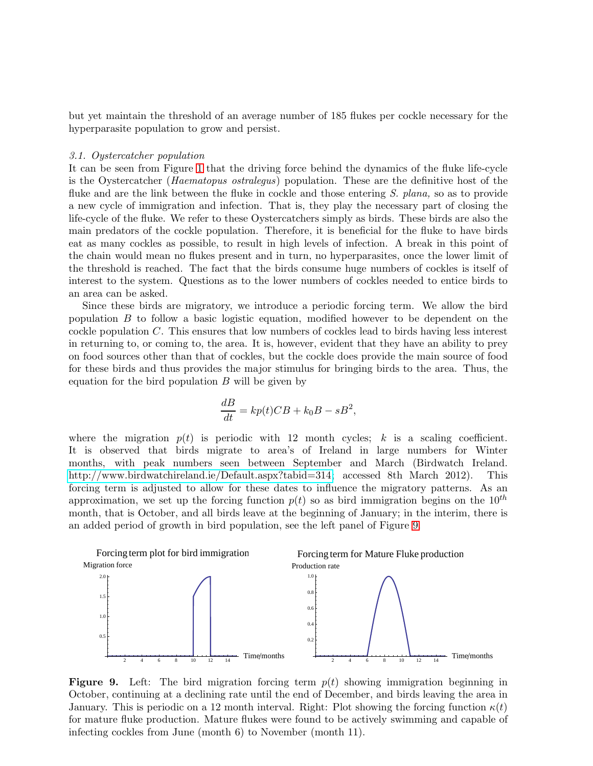but yet maintain the threshold of an average number of 185 flukes per cockle necessary for the hyperparasite population to grow and persist.

### *3.1. Oystercatcher population*

It can be seen from Figure 1 that the driving force behind the dynamics of the fluke life-cycle is the Oystercatcher (*Haematopus ostralegus*) population. These are the definitive host of the fluke and are the link between the fluke in cockle and those entering *S. plana,* so as to provide a new cycle of immigration and infection. That is, they play the necessary part of closing the life-cycle of the fluke. We refer to these Oystercatchers simply as birds. These birds are also the main predators of the cockle population. Therefore, it is beneficial for the fluke to have birds eat as many cockles as possible, to result in high levels of infection. A break in this point of the chain would mean no flukes present and in turn, no hyperparasites, once the lower limit of the threshold is reached. The fact that the birds consume huge numbers of cockles is itself of interest to the system. Questions as to the lower numbers of cockles needed to entice birds to an area can be asked.

Since these birds are migratory, we introduce a periodic forcing term. We allow the bird population $B$ to follow a basic logistic equation, modified however to be dependent on the cockle population $C$. This ensures that low numbers of cockles lead to birds having less interest in returning to, or coming to, the area. It is, however, evident that they have an ability to prey on food sources other than that of cockles, but the cockle does provide the main source of food for these birds and thus provides the major stimulus for bringing birds to the area. Thus, the equation for the bird population $B$ will be given by

$$\frac{dB}{dt} = kp(t)CB + k_0 B - sB^2,$$

where the migration $p(t)$ is periodic with 12 month cycles; $k$ is a scaling coefficient. It is observed that birds migrate to area's of Ireland in large numbers for Winter months, with peak numbers seen between September and March (Birdwatch Ireland. http://www.birdwatchireland.ie/Default.aspx?tabid=314; accessed 8th March 2012). This forcing term is adjusted to allow for these dates to influence the migratory patterns. As an approximation, we set up the forcing function $p(t)$ so as bird immigration begins on the $10^{th}$ month, that is October, and all birds leave at the beginning of January; in the interim, there is an added period of growth in bird population, see the left panel of Figure 9.

**Figure 9.** Left: The bird migration forcing term $p(t)$ showing immigration beginning in October, continuing at a declining rate until the end of December, and birds leaving the area in January. This is periodic on a 12 month interval. Right: Plot showing the forcing function $\kappa(t)$ for mature fluke production. Mature flukes were found to be actively swimming and capable of infecting cockles from June (month 6) to November (month 11).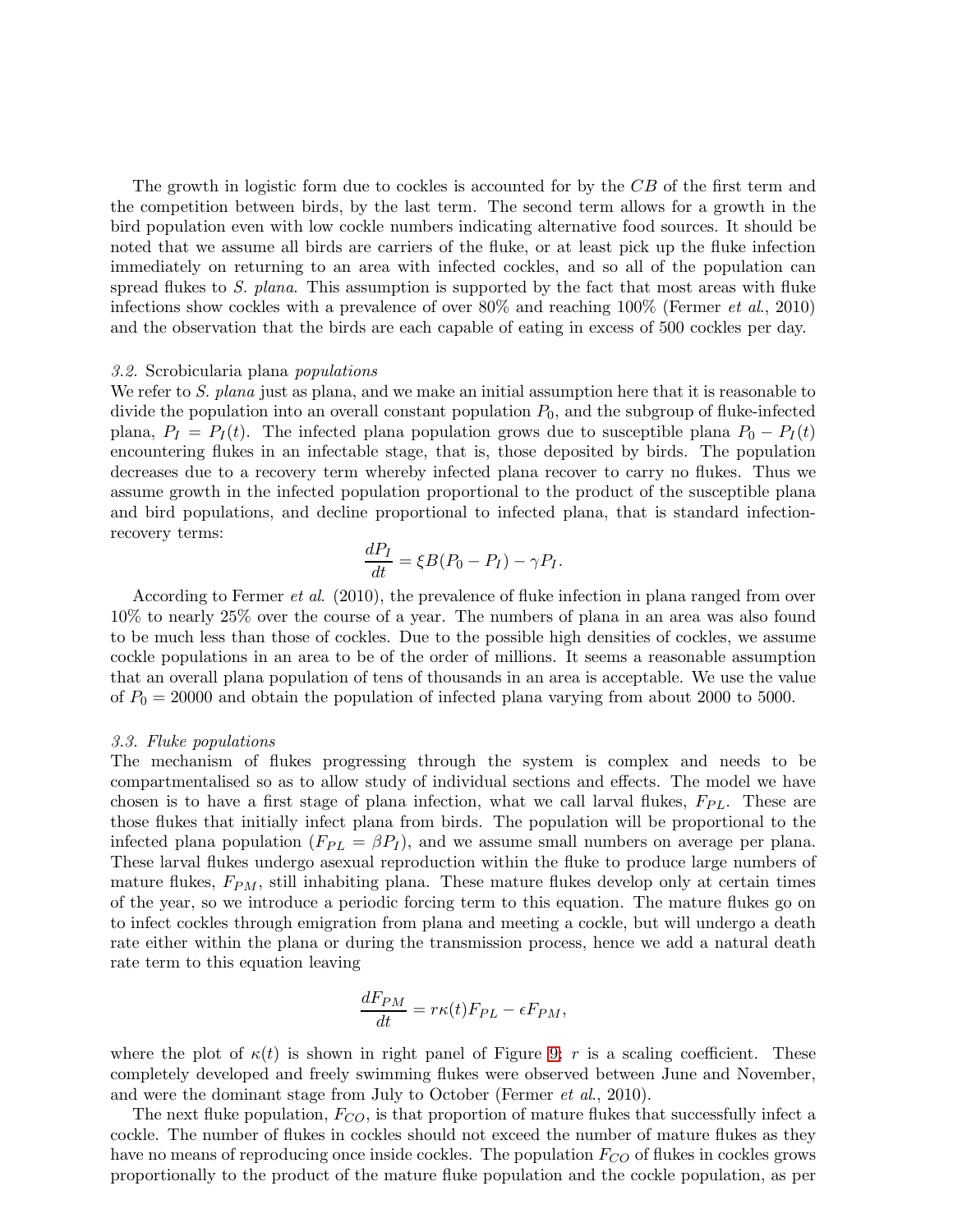The growth in logistic form due to cockles is accounted for by the $CB$ of the first term and the competition between birds, by the last term. The second term allows for a growth in the bird population even with low cockle numbers indicating alternative food sources. It should be noted that we assume all birds are carriers of the fluke, or at least pick up the fluke infection immediately on returning to an area with infected cockles, and so all of the population can spread flukes to *S. plana*. This assumption is supported by the fact that most areas with fluke infections show cockles with a prevalence of over 80% and reaching 100% (Fermer *et al.*, 2010) and the observation that the birds are each capable of eating in excess of 500 cockles per day.

### *3.2.* Scrobicularia plana *populations*

We refer to *S. plana* just as plana, and we make an initial assumption here that it is reasonable to divide the population into an overall constant population $P_0$, and the subgroup of fluke-infected plana, $P_I = P_I(t)$. The infected plana population grows due to susceptible plana $P_0 - P_I(t)$ encountering flukes in an infectable stage, that is, those deposited by birds. The population decreases due to a recovery term whereby infected plana recover to carry no flukes. Thus we assume growth in the infected population proportional to the product of the susceptible plana and bird populations, and decline proportional to infected plana, that is standard infection-recovery terms:

$$\frac{dP_I}{dt} = \xi B(P_0 - P_I) - \gamma P_I.$$

According to Fermer *et al.* (2010), the prevalence of fluke infection in plana ranged from over 10% to nearly 25% over the course of a year. The numbers of plana in an area was also found to be much less than those of cockles. Due to the possible high densities of cockles, we assume cockle populations in an area to be of the order of millions. It seems a reasonable assumption that an overall plana population of tens of thousands in an area is acceptable. We use the value of $P_0 = 20000$ and obtain the population of infected plana varying from about 2000 to 5000.

### *3.3. Fluke populations*

The mechanism of flukes progressing through the system is complex and needs to be compartmentalised so as to allow study of individual sections and effects. The model we have chosen is to have a first stage of plana infection, what we call larval flukes, $F_{PL}$. These are those flukes that initially infect plana from birds. The population will be proportional to the infected plana population ($F_{PL} = \beta P_I$), and we assume small numbers on average per plana. These larval flukes undergo asexual reproduction within the fluke to produce large numbers of mature flukes, $F_{PM}$, still inhabiting plana. These mature flukes develop only at certain times of the year, so we introduce a periodic forcing term to this equation. The mature flukes go on to infect cockles through emigration from plana and meeting a cockle, but will undergo a death rate either within the plana or during the transmission process, hence we add a natural death rate term to this equation leaving

$$\frac{dF_{PM}}{dt} = r\kappa(t)F_{PL} - \epsilon F_{PM},$$

where the plot of $\kappa(t)$ is shown in right panel of Figure 9; $r$ is a scaling coefficient. These completely developed and freely swimming flukes were observed between June and November, and were the dominant stage from July to October (Fermer *et al.*, 2010).

The next fluke population, $F_{CO}$, is that proportion of mature flukes that successfully infect a cockle. The number of flukes in cockles should not exceed the number of mature flukes as they have no means of reproducing once inside cockles. The population $F_{CO}$ of flukes in cockles grows proportionally to the product of the mature fluke population and the cockle population, as per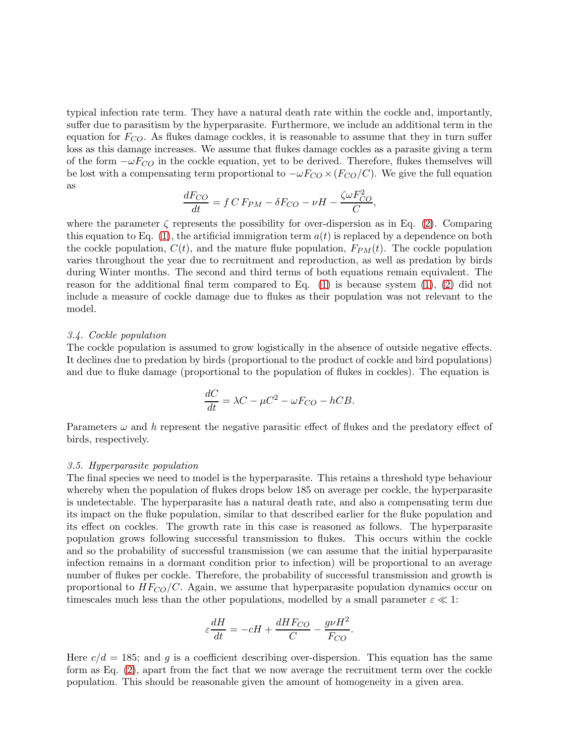typical infection rate term. They have a natural death rate within the cockle and, importantly, suffer due to parasitism by the hyperparasite. Furthermore, we include an additional term in the equation for $F_{CO}$. As flukes damage cockles, it is reasonable to assume that they in turn suffer loss as this damage increases. We assume that flukes damage cockles as a parasite giving a term of the form $-\omega F_{CO}$ in the cockle equation, yet to be derived. Therefore, flukes themselves will be lost with a compensating term proportional to $-\omega F_{CO} \times (F_{CO}/C)$. We give the full equation as

$$\frac{dF_{CO}}{dt} = f\,C\,F_{PM} - \delta F_{CO} - \nu H - \frac{\zeta \omega F_{CO}^2}{C},$$

where the parameter $\zeta$ represents the possibility for over-dispersion as in Eq. (2). Comparing this equation to Eq. (1), the artificial immigration term $a(t)$ is replaced by a dependence on both the cockle population, $C(t)$, and the mature fluke population, $F_{PM}(t)$. The cockle population varies throughout the year due to recruitment and reproduction, as well as predation by birds during Winter months. The second and third terms of both equations remain equivalent. The reason for the additional final term compared to Eq. (1) is because system (1), (2) did not include a measure of cockle damage due to flukes as their population was not relevant to the model.

### *3.4. Cockle population*

The cockle population is assumed to grow logistically in the absence of outside negative effects. It declines due to predation by birds (proportional to the product of cockle and bird populations) and due to fluke damage (proportional to the population of flukes in cockles). The equation is

$$\frac{dC}{dt} = \lambda C - \mu C^2 - \omega F_{CO} - hCB.$$

Parameters $\omega$ and $h$ represent the negative parasitic effect of flukes and the predatory effect of birds, respectively.

### *3.5. Hyperparasite population*

The final species we need to model is the hyperparasite. This retains a threshold type behaviour whereby when the population of flukes drops below 185 on average per cockle, the hyperparasite is undetectable. The hyperparasite has a natural death rate, and also a compensating term due its impact on the fluke population, similar to that described earlier for the fluke population and its effect on cockles. The growth rate in this case is reasoned as follows. The hyperparasite population grows following successful transmission to flukes. This occurs within the cockle and so the probability of successful transmission (we can assume that the initial hyperparasite infection remains in a dormant condition prior to infection) will be proportional to an average number of flukes per cockle. Therefore, the probability of successful transmission and growth is proportional to $HF_{CO}/C$. Again, we assume that hyperparasite population dynamics occur on timescales much less than the other populations, modelled by a small parameter $\varepsilon \ll 1$:

$$\varepsilon \frac{dH}{dt} = -cH + \frac{dHF_{CO}}{C} - \frac{g\nu H^2}{F_{CO}}.$$

Here $c/d = 185$; and $g$ is a coefficient describing over-dispersion. This equation has the same form as Eq. (2), apart from the fact that we now average the recruitment term over the cockle population. This should be reasonable given the amount of homogeneity in a given area.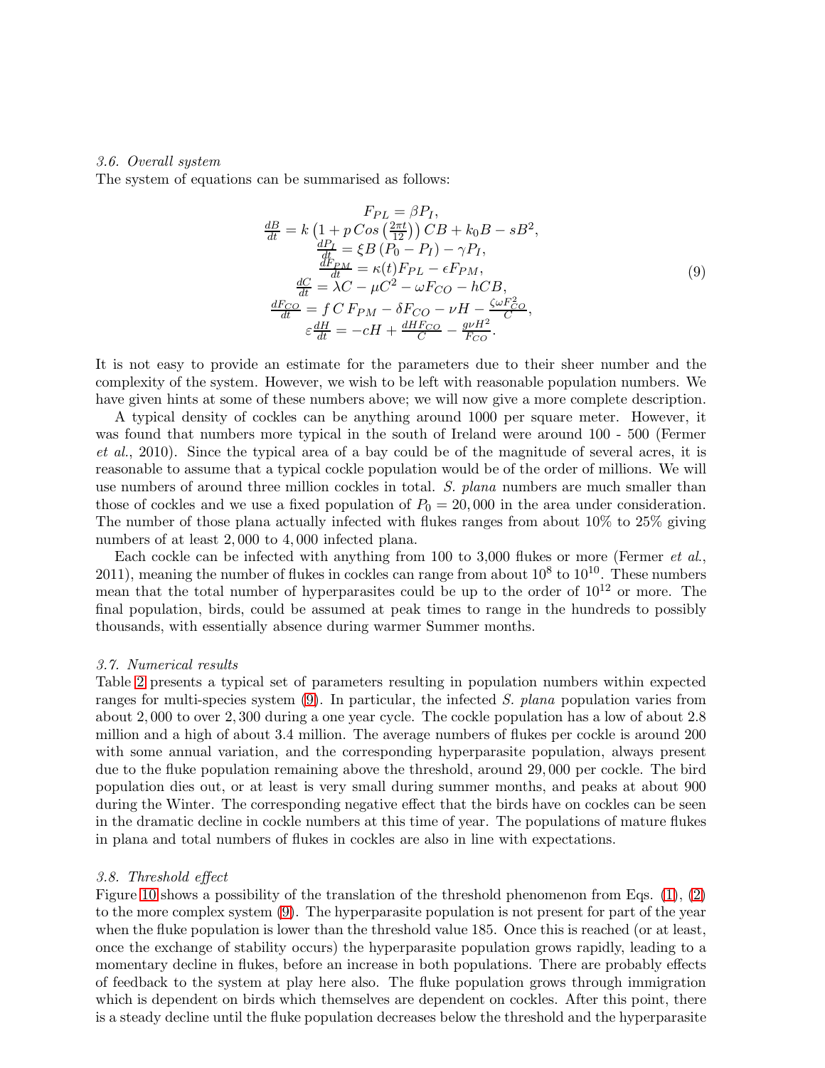*3.6. Overall system*

The system of equations can be summarised as follows:

$$
\begin{array}{c}
F_{PL} = \beta P_I, \\
\frac{dB}{dt} = k\left(1 + p\,Cos\left(\frac{2\pi t}{12}\right)\right) CB + k_0 B - sB^2, \\
\frac{dP_I}{dt} = \xi B\left(P_0 - P_I\right) - \gamma P_I, \\
\frac{dF_{PM}}{dt} = \kappa(t) F_{PL} - \epsilon F_{PM}, \\
\frac{dC}{dt} = \lambda C - \mu C^2 - \omega F_{CO} - hCB, \\
\frac{dF_{CO}}{dt} = f\,C\,F_{PM} - \delta F_{CO} - \nu H - \frac{\zeta \omega F_{CO}^2}{C}, \\
\varepsilon \frac{dH}{dt} = -cH + \frac{dHF_{CO}}{C} - \frac{g\nu H^2}{F_{CO}}.
\end{array}
\tag{9}
$$

It is not easy to provide an estimate for the parameters due to their sheer number and the complexity of the system. However, we wish to be left with reasonable population numbers. We have given hints at some of these numbers above; we will now give a more complete description.

A typical density of cockles can be anything around 1000 per square meter. However, it was found that numbers more typical in the south of Ireland were around 100 - 500 (Fermer *et al.*, 2010). Since the typical area of a bay could be of the magnitude of several acres, it is reasonable to assume that a typical cockle population would be of the order of millions. We will use numbers of around three million cockles in total. *S. plana* numbers are much smaller than those of cockles and we use a fixed population of $P_0 = 20,000$ in the area under consideration. The number of those plana actually infected with flukes ranges from about 10% to 25% giving numbers of at least $2,000$ to $4,000$ infected plana.

Each cockle can be infected with anything from 100 to 3,000 flukes or more (Fermer *et al.*, 2011), meaning the number of flukes in cockles can range from about $10^8$ to $10^{10}$. These numbers mean that the total number of hyperparasites could be up to the order of $10^{12}$ or more. The final population, birds, could be assumed at peak times to range in the hundreds to possibly thousands, with essentially absence during warmer Summer months.

*3.7. Numerical results*

Table 2 presents a typical set of parameters resulting in population numbers within expected ranges for multi-species system (9). In particular, the infected *S. plana* population varies from about $2,000$ to over $2,300$ during a one year cycle. The cockle population has a low of about 2.8 million and a high of about 3.4 million. The average numbers of flukes per cockle is around 200 with some annual variation, and the corresponding hyperparasite population, always present due to the fluke population remaining above the threshold, around $29,000$ per cockle. The bird population dies out, or at least is very small during summer months, and peaks at about 900 during the Winter. The corresponding negative effect that the birds have on cockles can be seen in the dramatic decline in cockle numbers at this time of year. The populations of mature flukes in plana and total numbers of flukes in cockles are also in line with expectations.

*3.8. Threshold effect*

Figure 10 shows a possibility of the translation of the threshold phenomenon from Eqs. (1), (2) to the more complex system (9). The hyperparasite population is not present for part of the year when the fluke population is lower than the threshold value 185. Once this is reached (or at least, once the exchange of stability occurs) the hyperparasite population grows rapidly, leading to a momentary decline in flukes, before an increase in both populations. There are probably effects of feedback to the system at play here also. The fluke population grows through immigration which is dependent on birds which themselves are dependent on cockles. After this point, there is a steady decline until the fluke population decreases below the threshold and the hyperparasite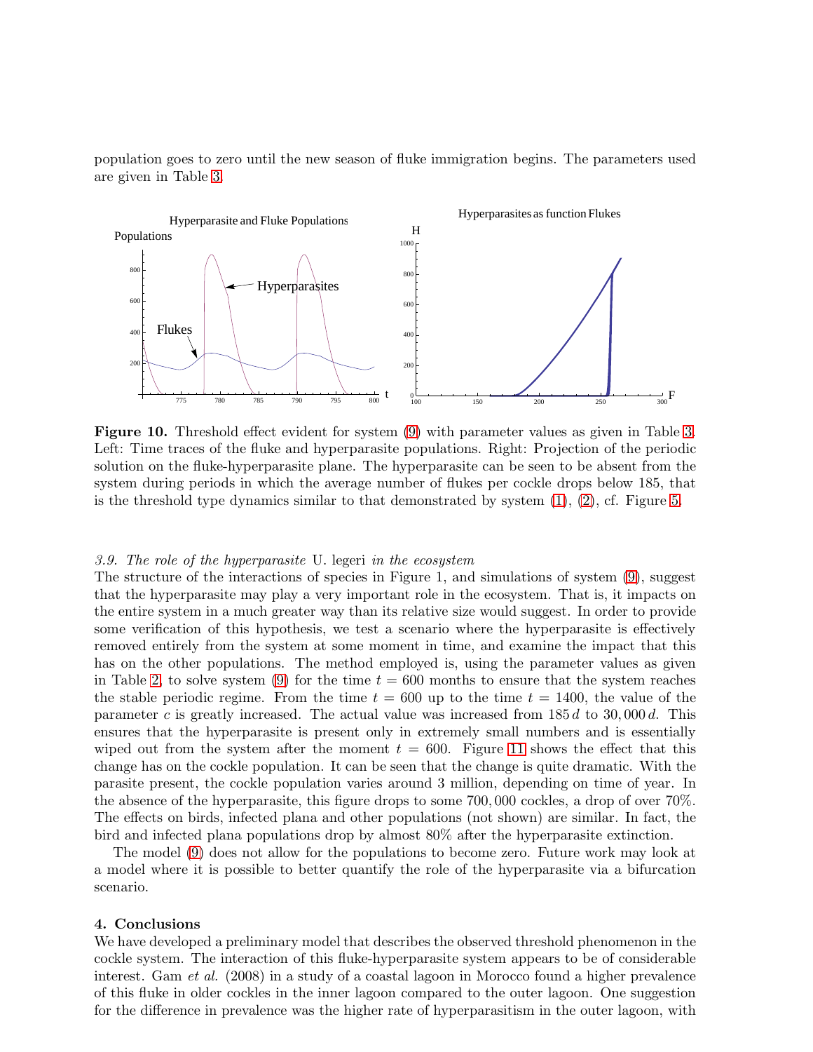population goes to zero until the new season of fluke immigration begins. The parameters used are given in Table 3.

**Figure 10.** Threshold effect evident for system (9) with parameter values as given in Table 3. Left: Time traces of the fluke and hyperparasite populations. Right: Projection of the periodic solution on the fluke-hyperparasite plane. The hyperparasite can be seen to be absent from the system during periods in which the average number of flukes per cockle drops below 185, that is the threshold type dynamics similar to that demonstrated by system (1), (2), cf. Figure 5.

### *3.9. The role of the hyperparasite* U. legeri *in the ecosystem*

The structure of the interactions of species in Figure 1, and simulations of system (9), suggest that the hyperparasite may play a very important role in the ecosystem. That is, it impacts on the entire system in a much greater way than its relative size would suggest. In order to provide some verification of this hypothesis, we test a scenario where the hyperparasite is effectively removed entirely from the system at some moment in time, and examine the impact that this has on the other populations. The method employed is, using the parameter values as given in Table 2, to solve system (9) for the time $t = 600$ months to ensure that the system reaches the stable periodic regime. From the time $t = 600$ up to the time $t = 1400$, the value of the parameter $c$ is greatly increased. The actual value was increased from $185\,d$ to $30,000\,d$. This ensures that the hyperparasite is present only in extremely small numbers and is essentially wiped out from the system after the moment $t = 600$. Figure 11 shows the effect that this change has on the cockle population. It can be seen that the change is quite dramatic. With the parasite present, the cockle population varies around 3 million, depending on time of year. In the absence of the hyperparasite, this figure drops to some 700,000 cockles, a drop of over 70%. The effects on birds, infected plana and other populations (not shown) are similar. In fact, the bird and infected plana populations drop by almost 80% after the hyperparasite extinction.

The model (9) does not allow for the populations to become zero. Future work may look at a model where it is possible to better quantify the role of the hyperparasite via a bifurcation scenario.

## 4. Conclusions

We have developed a preliminary model that describes the observed threshold phenomenon in the cockle system. The interaction of this fluke-hyperparasite system appears to be of considerable interest. Gam *et al.* (2008) in a study of a coastal lagoon in Morocco found a higher prevalence of this fluke in older cockles in the inner lagoon compared to the outer lagoon. One suggestion for the difference in prevalence was the higher rate of hyperparasitism in the outer lagoon, with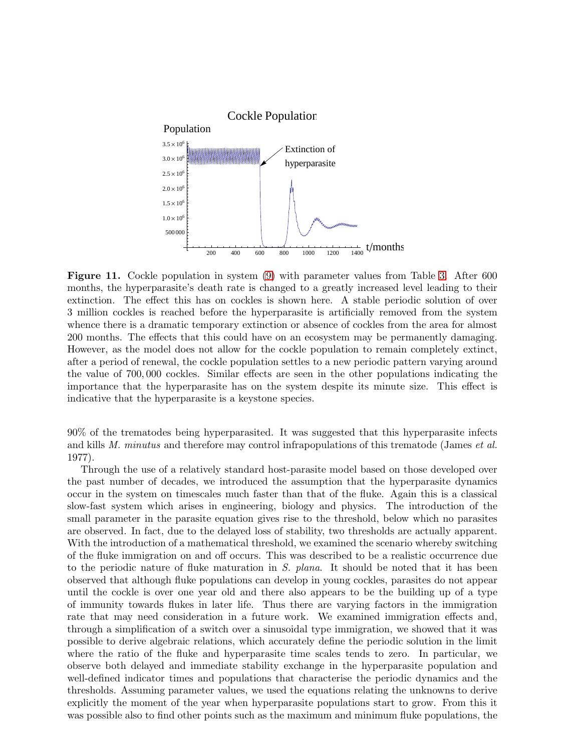**Figure 11.** Cockle population in system (9) with parameter values from Table 3. After 600 months, the hyperparasite's death rate is changed to a greatly increased level leading to their extinction. The effect this has on cockles is shown here. A stable periodic solution of over 3 million cockles is reached before the hyperparasite is artificially removed from the system whence there is a dramatic temporary extinction or absence of cockles from the area for almost 200 months. The effects that this could have on an ecosystem may be permanently damaging. However, as the model does not allow for the cockle population to remain completely extinct, after a period of renewal, the cockle population settles to a new periodic pattern varying around the value of 700, 000 cockles. Similar effects are seen in the other populations indicating the importance that the hyperparasite has on the system despite its minute size. This effect is indicative that the hyperparasite is a keystone species.

90% of the trematodes being hyperparasited. It was suggested that this hyperparasite infects and kills *M. minutus* and therefore may control infrapopulations of this trematode (James *et al.* 1977).

Through the use of a relatively standard host-parasite model based on those developed over the past number of decades, we introduced the assumption that the hyperparasite dynamics occur in the system on timescales much faster than that of the fluke. Again this is a classical slow-fast system which arises in engineering, biology and physics. The introduction of the small parameter in the parasite equation gives rise to the threshold, below which no parasites are observed. In fact, due to the delayed loss of stability, two thresholds are actually apparent. With the introduction of a mathematical threshold, we examined the scenario whereby switching of the fluke immigration on and off occurs. This was described to be a realistic occurrence due to the periodic nature of fluke maturation in *S. plana*. It should be noted that it has been observed that although fluke populations can develop in young cockles, parasites do not appear until the cockle is over one year old and there also appears to be the building up of a type of immunity towards flukes in later life. Thus there are varying factors in the immigration rate that may need consideration in a future work. We examined immigration effects and, through a simplification of a switch over a sinusoidal type immigration, we showed that it was possible to derive algebraic relations, which accurately define the periodic solution in the limit where the ratio of the fluke and hyperparasite time scales tends to zero. In particular, we observe both delayed and immediate stability exchange in the hyperparasite population and well-defined indicator times and populations that characterise the periodic dynamics and the thresholds. Assuming parameter values, we used the equations relating the unknowns to derive explicitly the moment of the year when hyperparasite populations start to grow. From this it was possible also to find other points such as the maximum and minimum fluke populations, the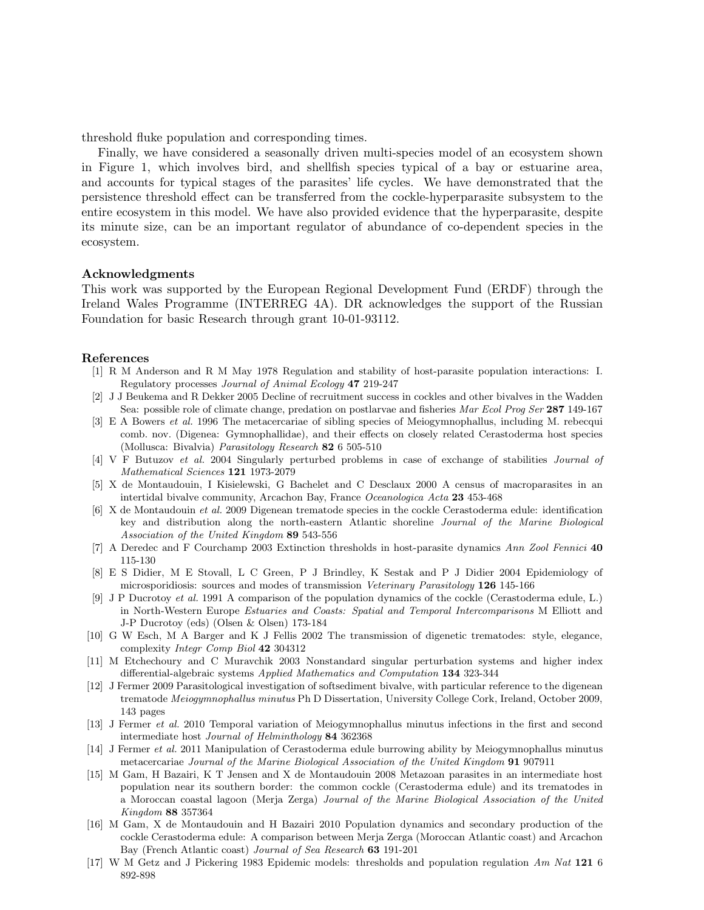threshold fluke population and corresponding times.

Finally, we have considered a seasonally driven multi-species model of an ecosystem shown in Figure 1, which involves bird, and shellfish species typical of a bay or estuarine area, and accounts for typical stages of the parasites' life cycles. We have demonstrated that the persistence threshold effect can be transferred from the cockle-hyperparasite subsystem to the entire ecosystem in this model. We have also provided evidence that the hyperparasite, despite its minute size, can be an important regulator of abundance of co-dependent species in the ecosystem.

### Acknowledgments

This work was supported by the European Regional Development Fund (ERDF) through the Ireland Wales Programme (INTERREG 4A). DR acknowledges the support of the Russian Foundation for basic Research through grant 10-01-93112.

### References

[1] R M Anderson and R M May 1978 Regulation and stability of host-parasite population interactions: I. Regulatory processes *Journal of Animal Ecology* **47** 219-247

[2] J J Beukema and R Dekker 2005 Decline of recruitment success in cockles and other bivalves in the Wadden Sea: possible role of climate change, predation on postlarvae and fisheries *Mar Ecol Prog Ser* **287** 149-167

[3] E A Bowers *et al.* 1996 The metacercariae of sibling species of Meiogymnophallus, including M. rebecqui comb. nov. (Digenea: Gymnophallidae), and their effects on closely related Cerastoderma host species (Mollusca: Bivalvia) *Parasitology Research* **82** 6 505-510

[4] V F Butuzov *et al.* 2004 Singularly perturbed problems in case of exchange of stabilities *Journal of Mathematical Sciences* **121** 1973-2079

[5] X de Montaudouin, I Kisielewski, G Bachelet and C Desclaux 2000 A census of macroparasites in an intertidal bivalve community, Arcachon Bay, France *Oceanologica Acta* **23** 453-468

[6] X de Montaudouin *et al.* 2009 Digenean trematode species in the cockle Cerastoderma edule: identification key and distribution along the north-eastern Atlantic shoreline *Journal of the Marine Biological Association of the United Kingdom* **89** 543-556

[7] A Deredec and F Courchamp 2003 Extinction thresholds in host-parasite dynamics *Ann Zool Fennici* **40** 115-130

[8] E S Didier, M E Stovall, L C Green, P J Brindley, K Sestak and P J Didier 2004 Epidemiology of microsporidiosis: sources and modes of transmission *Veterinary Parasitology* **126** 145-166

[9] J P Ducrotoy *et al.* 1991 A comparison of the population dynamics of the cockle (Cerastoderma edule, L.) in North-Western Europe *Estuaries and Coasts: Spatial and Temporal Intercomparisons* M Elliott and J-P Ducrotoy (eds) (Olsen & Olsen) 173-184

[10] G W Esch, M A Barger and K J Fellis 2002 The transmission of digenetic trematodes: style, elegance, complexity *Integr Comp Biol* **42** 304312

[11] M Etchechoury and C Muravchik 2003 Nonstandard singular perturbation systems and higher index differential-algebraic systems *Applied Mathematics and Computation* **134** 323-344

[12] J Fermer 2009 Parasitological investigation of softsediment bivalve, with particular reference to the digenean trematode *Meiogymnophallus minutus* Ph D Dissertation, University College Cork, Ireland, October 2009, 143 pages

[13] J Fermer *et al.* 2010 Temporal variation of Meiogymnophallus minutus infections in the first and second intermediate host *Journal of Helminthology* **84** 362368

[14] J Fermer *et al.* 2011 Manipulation of Cerastoderma edule burrowing ability by Meiogymnophallus minutus metacercariae *Journal of the Marine Biological Association of the United Kingdom* **91** 907911

[15] M Gam, H Bazairi, K T Jensen and X de Montaudouin 2008 Metazoan parasites in an intermediate host population near its southern border: the common cockle (Cerastoderma edule) and its trematodes in a Moroccan coastal lagoon (Merja Zerga) *Journal of the Marine Biological Association of the United Kingdom* **88** 357364

[16] M Gam, X de Montaudouin and H Bazairi 2010 Population dynamics and secondary production of the cockle Cerastoderma edule: A comparison between Merja Zerga (Moroccan Atlantic coast) and Arcachon Bay (French Atlantic coast) *Journal of Sea Research* **63** 191-201

[17] W M Getz and J Pickering 1983 Epidemic models: thresholds and population regulation *Am Nat* **121** 6 892-898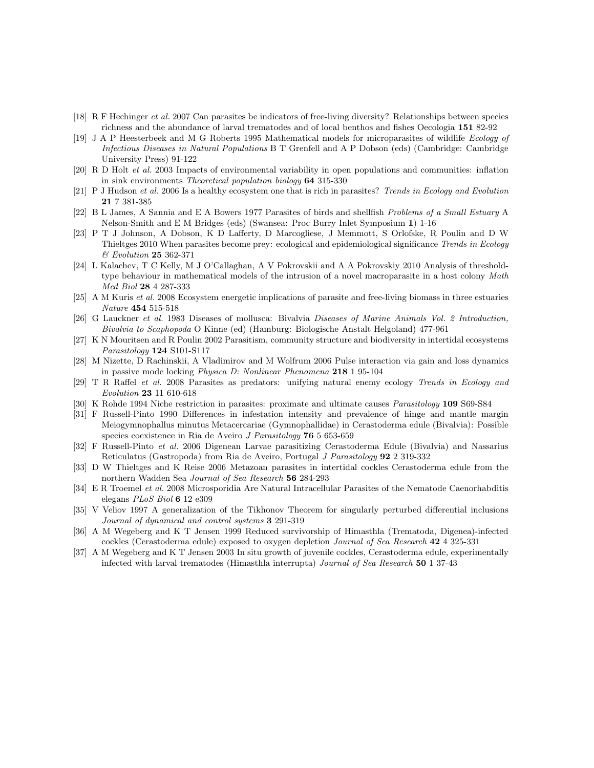[18] R F Hechinger *et al.* 2007 Can parasites be indicators of free-living diversity? Relationships between species richness and the abundance of larval trematodes and of local benthos and fishes Oecologia **151** 82-92

[19] J A P Heesterbeek and M G Roberts 1995 Mathematical models for microparasites of wildlife *Ecology of Infectious Diseases in Natural Populations* B T Grenfell and A P Dobson (eds) (Cambridge: Cambridge University Press) 91-122

[20] R D Holt *et al.* 2003 Impacts of environmental variability in open populations and communities: inflation in sink environments *Theoretical population biology* **64** 315-330

[21] P J Hudson *et al.* 2006 Is a healthy ecosystem one that is rich in parasites? *Trends in Ecology and Evolution* **21** 7 381-385

[22] B L James, A Sannia and E A Bowers 1977 Parasites of birds and shellfish *Problems of a Small Estuary* A Nelson-Smith and E M Bridges (eds) (Swansea: Proc Burry Inlet Symposium **1**) 1-16

[23] P T J Johnson, A Dobson, K D Lafferty, D Marcogliese, J Memmott, S Orlofske, R Poulin and D W Thieltges 2010 When parasites become prey: ecological and epidemiological significance *Trends in Ecology & Evolution* **25** 362-371

[24] L Kalachev, T C Kelly, M J O'Callaghan, A V Pokrovskii and A A Pokrovskiy 2010 Analysis of threshold-type behaviour in mathematical models of the intrusion of a novel macroparasite in a host colony *Math Med Biol* **28** 4 287-333

[25] A M Kuris *et al.* 2008 Ecosystem energetic implications of parasite and free-living biomass in three estuaries *Nature* **454** 515-518

[26] G Lauckner *et al.* 1983 Diseases of mollusca: Bivalvia *Diseases of Marine Animals Vol. 2 Introduction, Bivalvia to Scaphopoda* O Kinne (ed) (Hamburg: Biologische Anstalt Helgoland) 477-961

[27] K N Mouritsen and R Poulin 2002 Parasitism, community structure and biodiversity in intertidal ecosystems *Parasitology* **124** S101-S117

[28] M Nizette, D Rachinskii, A Vladimirov and M Wolfrum 2006 Pulse interaction via gain and loss dynamics in passive mode locking *Physica D: Nonlinear Phenomena* **218** 1 95-104

[29] T R Raffel *et al.* 2008 Parasites as predators: unifying natural enemy ecology *Trends in Ecology and Evolution* **23** 11 610-618

[30] K Rohde 1994 Niche restriction in parasites: proximate and ultimate causes *Parasitology* **109** S69-S84

[31] F Russell-Pinto 1990 Differences in infestation intensity and prevalence of hinge and mantle margin Meiogymnophallus minutus Metacercariae (Gymnophallidae) in Cerastoderma edule (Bivalvia): Possible species coexistence in Ria de Aveiro *J Parasitology* **76** 5 653-659

[32] F Russell-Pinto *et al.* 2006 Digenean Larvae parasitizing Cerastoderma Edule (Bivalvia) and Nassarius Reticulatus (Gastropoda) from Ria de Aveiro, Portugal *J Parasitology* **92** 2 319-332

[33] D W Thieltges and K Reise 2006 Metazoan parasites in intertidal cockles Cerastoderma edule from the northern Wadden Sea *Journal of Sea Research* **56** 284-293

[34] E R Troemel *et al.* 2008 Microsporidia Are Natural Intracellular Parasites of the Nematode Caenorhabditis elegans *PLoS Biol* **6** 12 e309

[35] V Veliov 1997 A generalization of the Tikhonov Theorem for singularly perturbed differential inclusions *Journal of dynamical and control systems* **3** 291-319

[36] A M Wegeberg and K T Jensen 1999 Reduced survivorship of Himasthla (Trematoda, Digenea)-infected cockles (Cerastoderma edule) exposed to oxygen depletion *Journal of Sea Research* **42** 4 325-331

[37] A M Wegeberg and K T Jensen 2003 In situ growth of juvenile cockles, Cerastoderma edule, experimentally infected with larval trematodes (Himasthla interrupta) *Journal of Sea Research* **50** 1 37-43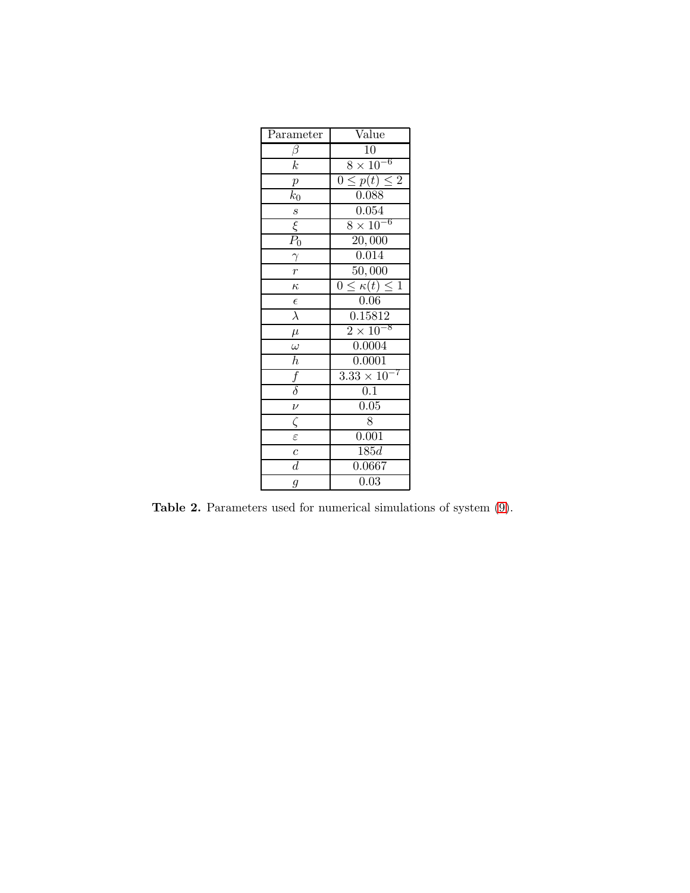| Parameter | Value |
| --- | --- |
| $\beta$ | 10 |
| $k$ | $8 \times 10^{-6}$ |
| $p$ | $0 \leq p(t) \leq 2$ |
| $k_0$ | 0.088 |
| $s$ | 0.054 |
| $\xi$ | $8 \times 10^{-6}$ |
| $P_0$ | 20,000 |
| $\gamma$ | 0.014 |
| $r$ | 50,000 |
| $\kappa$ | $0 \leq \kappa(t) \leq 1$ |
| $\epsilon$ | 0.06 |
| $\lambda$ | 0.15812 |
| $\mu$ | $2 \times 10^{-8}$ |
| $\omega$ | 0.0004 |
| $h$ | 0.0001 |
| $f$ | $3.33 \times 10^{-7}$ |
| $\delta$ | 0.1 |
| $\nu$ | 0.05 |
| $\zeta$ | 8 |
| $\varepsilon$ | 0.001 |
| $c$ | $185d$ |
| $d$ | 0.0667 |
| $g$ | 0.03 |

**Table 2.** Parameters used for numerical simulations of system (9).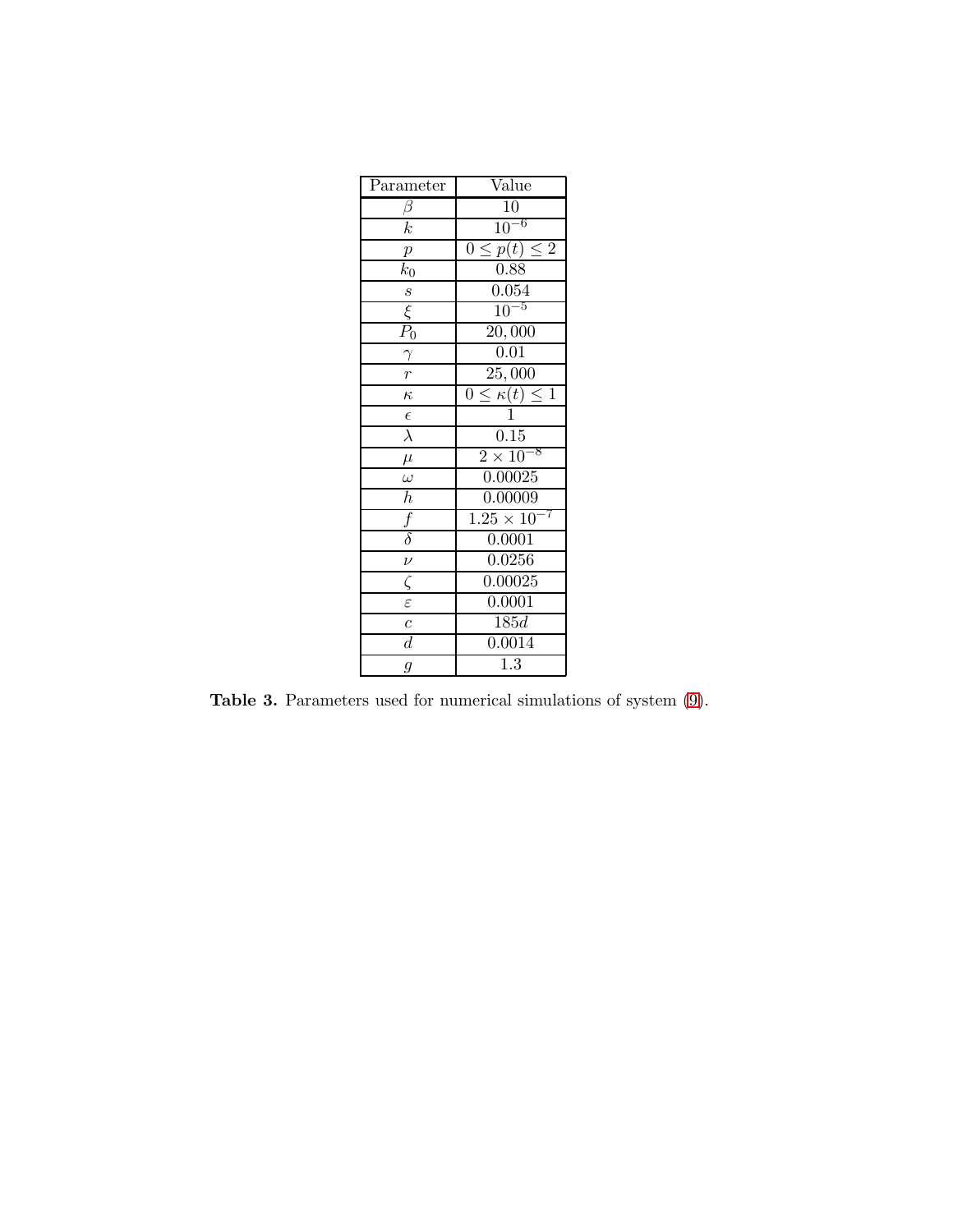| Parameter | Value |
|---|---|
| $\beta$ | $10$ |
| $k$ | $10^{-6}$ |
| $p$ | $0 \leq p(t) \leq 2$ |
| $k_0$ | $0.88$ |
| $s$ | $0.054$ |
| $\xi$ | $10^{-5}$ |
| $P_0$ | $20,000$ |
| $\gamma$ | $0.01$ |
| $r$ | $25,000$ |
| $\kappa$ | $0 \leq \kappa(t) \leq 1$ |
| $\epsilon$ | $1$ |
| $\lambda$ | $0.15$ |
| $\mu$ | $2 \times 10^{-8}$ |
| $\omega$ | $0.00025$ |
| $h$ | $0.00009$ |
| $f$ | $1.25 \times 10^{-7}$ |
| $\delta$ | $0.0001$ |
| $\nu$ | $0.0256$ |
| $\zeta$ | $0.00025$ |
| $\varepsilon$ | $0.0001$ |
| $c$ | $185d$ |
| $d$ | $0.0014$ |
| $g$ | $1.3$ |

**Table 3.** Parameters used for numerical simulations of system (9).